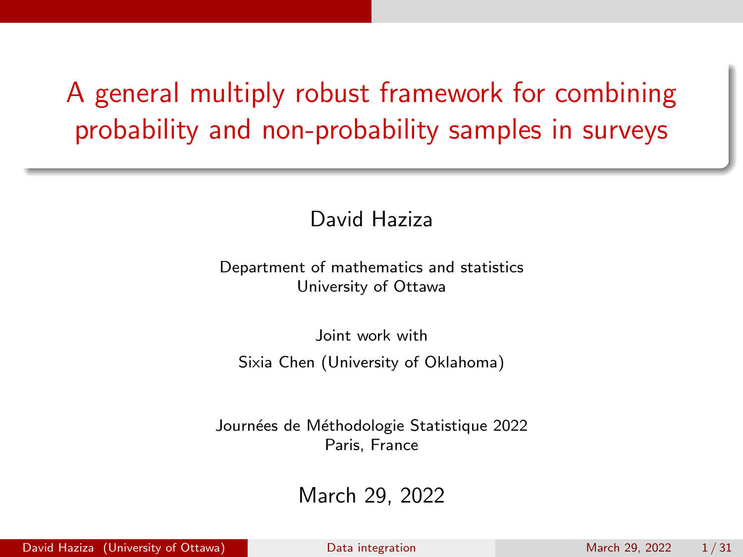# A general multiply robust framework for combining probability and non-probability samples in surveys

David Haziza

Department of mathematics and statistics
University of Ottawa

Joint work with

Sixia Chen (University of Oklahoma)

Journées de Méthodologie Statistique 2022
Paris, France

March 29, 2022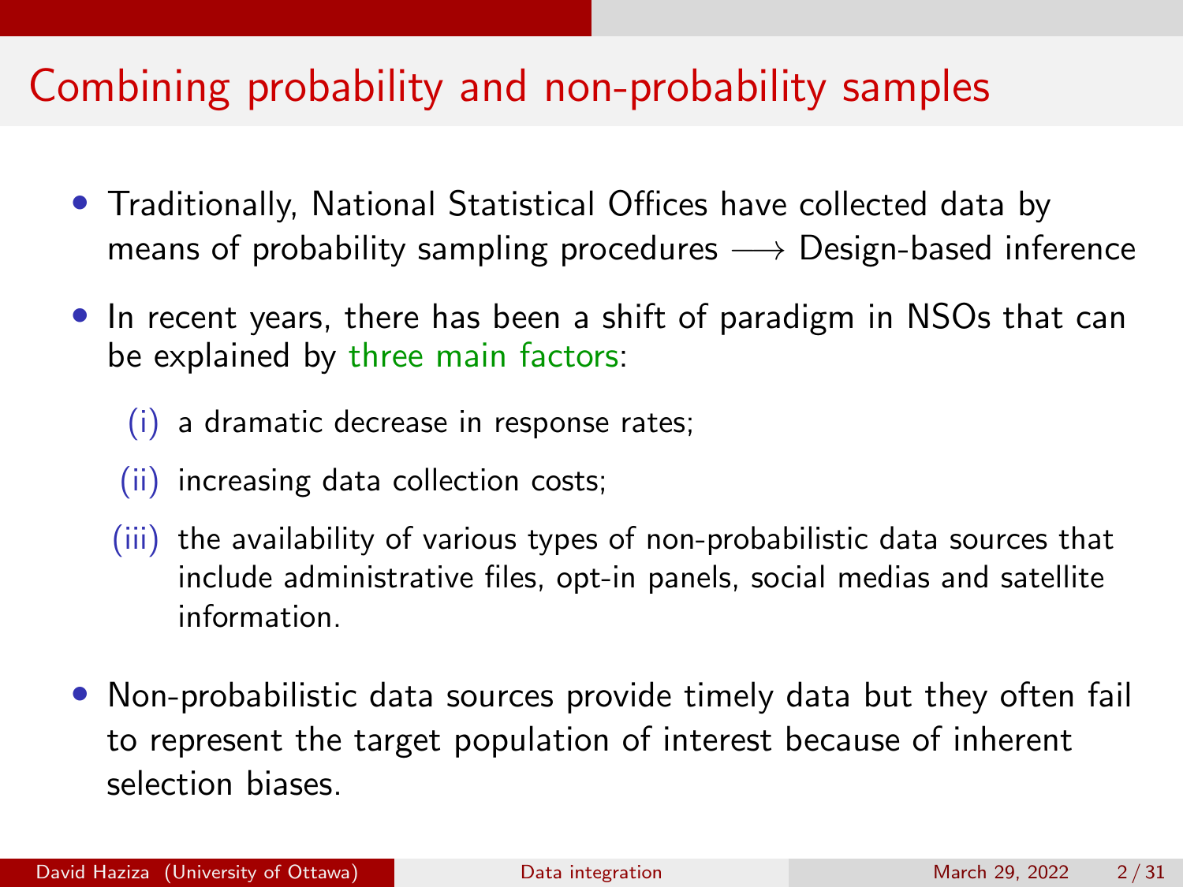# Combining probability and non-probability samples

- Traditionally, National Statistical Offices have collected data by means of probability sampling procedures $\longrightarrow$ Design-based inference
- In recent years, there has been a shift of paradigm in NSOs that can be explained by three main factors:
  - (i) a dramatic decrease in response rates;
  - (ii) increasing data collection costs;
  - (iii) the availability of various types of non-probabilistic data sources that include administrative files, opt-in panels, social medias and satellite information.
- Non-probabilistic data sources provide timely data but they often fail to represent the target population of interest because of inherent selection biases.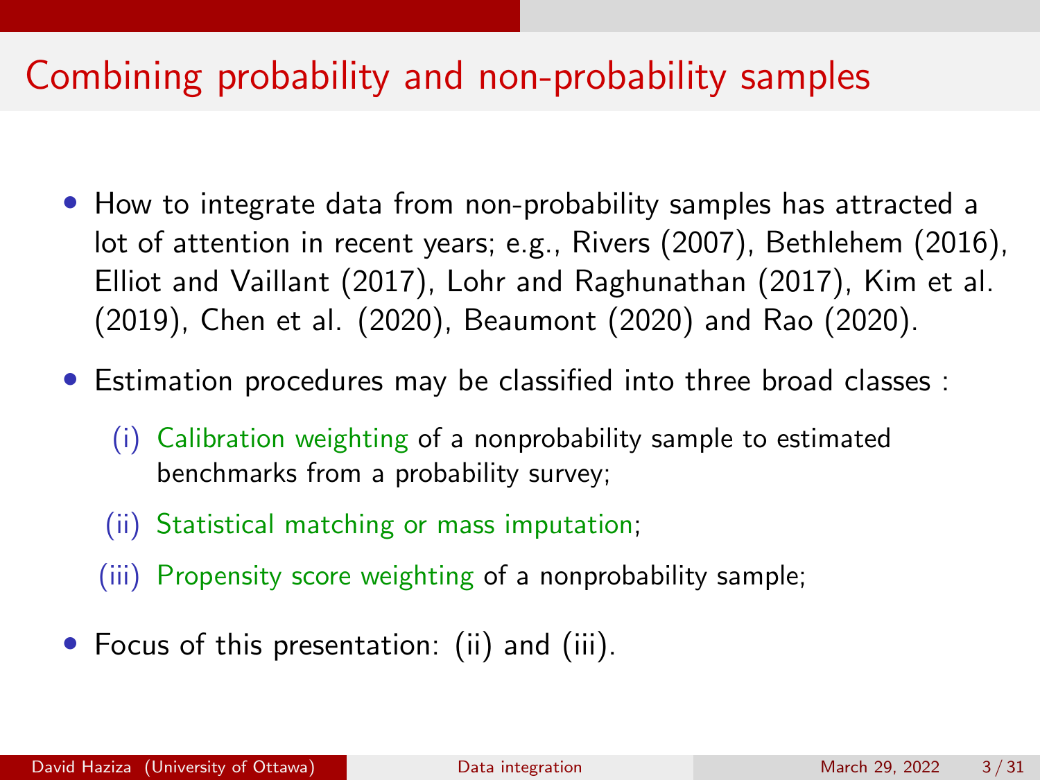# Combining probability and non-probability samples

- How to integrate data from non-probability samples has attracted a lot of attention in recent years; e.g., Rivers (2007), Bethlehem (2016), Elliot and Vaillant (2017), Lohr and Raghunathan (2017), Kim et al. (2019), Chen et al. (2020), Beaumont (2020) and Rao (2020).
- Estimation procedures may be classified into three broad classes :
  - (i) Calibration weighting of a nonprobability sample to estimated benchmarks from a probability survey;
  - (ii) Statistical matching or mass imputation;
  - (iii) Propensity score weighting of a nonprobability sample;
- Focus of this presentation: (ii) and (iii).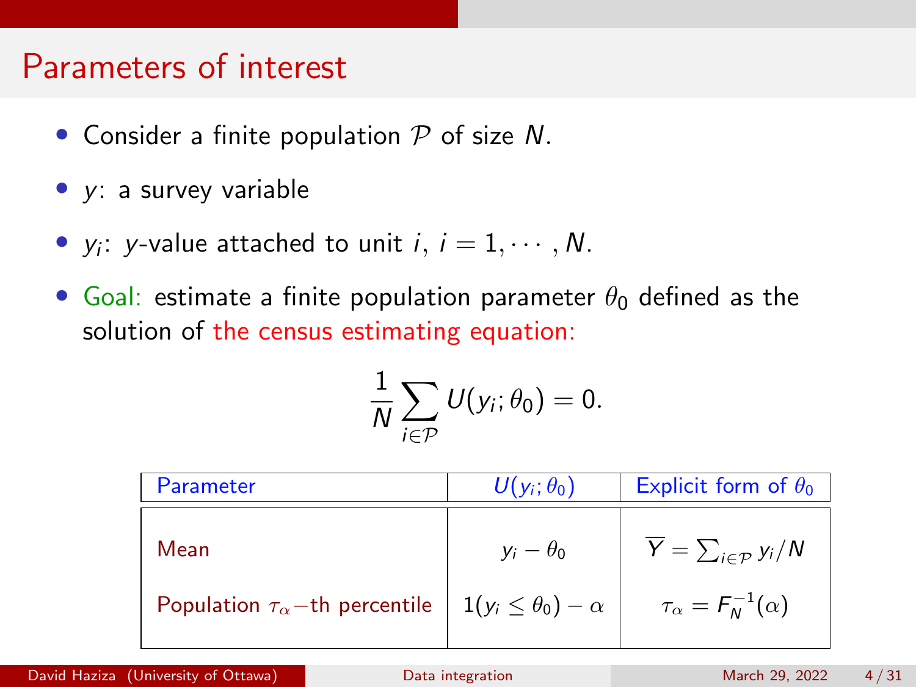# Parameters of interest

- Consider a finite population $\mathcal{P}$ of size $N$.
- $y$: a survey variable
- $y_i$: $y$-value attached to unit $i$, $i = 1, \cdots, N$.
- Goal: estimate a finite population parameter $\theta_0$ defined as the solution of the census estimating equation:

$$\frac{1}{N} \sum_{i \in \mathcal{P}} U(y_i; \theta_0) = 0.$$

| Parameter | $U(y_i; \theta_0)$ | Explicit form of $\theta_0$ |
|---|---|---|
| Mean | $y_i - \theta_0$ | $\overline{Y} = \sum_{i \in \mathcal{P}} y_i / N$ |
| Population $\tau_\alpha-$th percentile | $1(y_i \leq \theta_0) - \alpha$ | $\tau_\alpha = F_N^{-1}(\alpha)$ |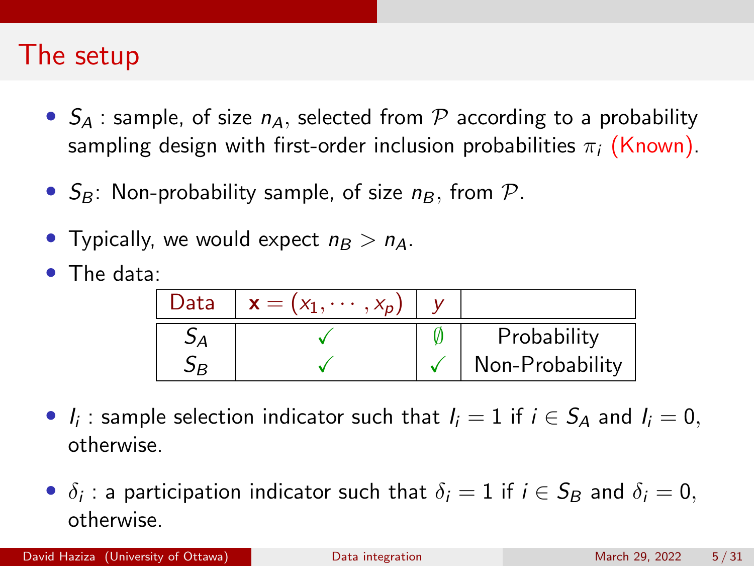# The setup

- $S_A$ : sample, of size $n_A$, selected from $\mathcal{P}$ according to a probability sampling design with first-order inclusion probabilities $\pi_i$ (Known).
- $S_B$: Non-probability sample, of size $n_B$, from $\mathcal{P}$.
- Typically, we would expect $n_B > n_A$.
- The data:

| Data | $\mathbf{x} = (x_1, \cdots, x_p)$ | $y$ | |
|---|---|---|---|
| $S_A$ | ✓ | $\emptyset$ | Probability |
| $S_B$ | ✓ | ✓ | Non-Probability |

- $I_i$ : sample selection indicator such that $I_i = 1$ if $i \in S_A$ and $I_i = 0$, otherwise.
- $\delta_i$ : a participation indicator such that $\delta_i = 1$ if $i \in S_B$ and $\delta_i = 0$, otherwise.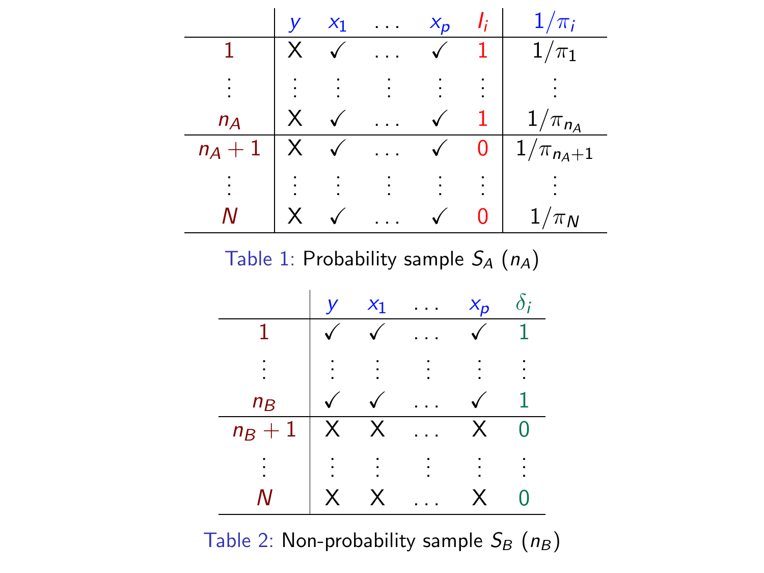| | $y$ | $x_1$ | $\ldots$ | $x_p$ | $I_i$ | $1/\pi_i$ |
|---|---|---|---|---|---|---|
| 1 | X | ✓ | $\ldots$ | ✓ | 1 | $1/\pi_1$ |
| $\vdots$ | $\vdots$ | $\vdots$ | $\vdots$ | $\vdots$ | $\vdots$ | $\vdots$ |
| $n_A$ | X | ✓ | $\ldots$ | ✓ | 1 | $1/\pi_{n_A}$ |
| $n_A + 1$ | X | ✓ | $\ldots$ | ✓ | 0 | $1/\pi_{n_A+1}$ |
| $\vdots$ | $\vdots$ | $\vdots$ | $\vdots$ | $\vdots$ | $\vdots$ | $\vdots$ |
| $N$ | X | ✓ | $\ldots$ | ✓ | 0 | $1/\pi_N$ |

Table 1: Probability sample $S_A$ ($n_A$)

| | $y$ | $x_1$ | $\ldots$ | $x_p$ | $\delta_i$ |
|---|---|---|---|---|---|
| 1 | ✓ | ✓ | $\ldots$ | ✓ | 1 |
| $\vdots$ | $\vdots$ | $\vdots$ | $\vdots$ | $\vdots$ | $\vdots$ |
| $n_B$ | ✓ | ✓ | $\ldots$ | ✓ | 1 |
| $n_B + 1$ | X | X | $\ldots$ | X | 0 |
| $\vdots$ | $\vdots$ | $\vdots$ | $\vdots$ | $\vdots$ | $\vdots$ |
| $N$ | X | X | $\ldots$ | X | 0 |

Table 2: Non-probability sample $S_B$ ($n_B$)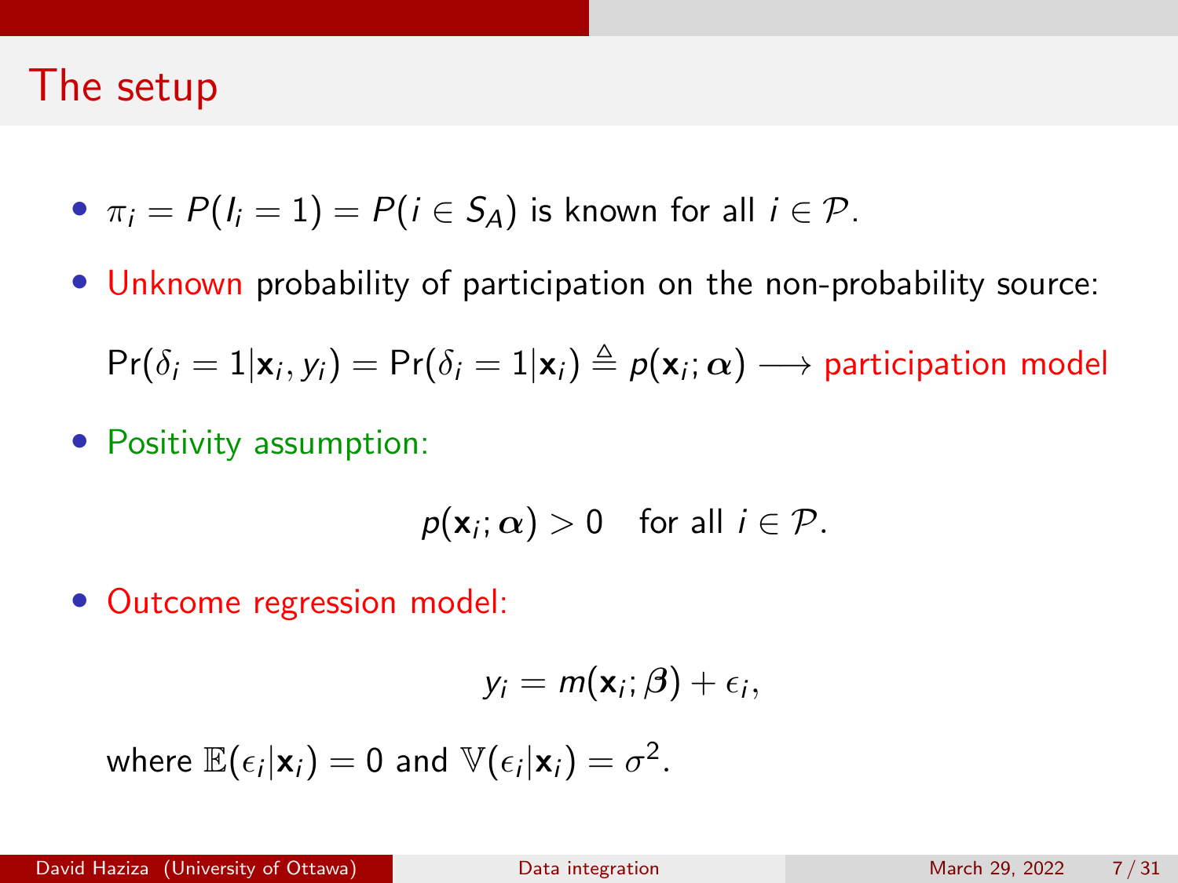# The setup

- $\pi_i = P(I_i = 1) = P(i \in S_A)$ is known for all $i \in \mathcal{P}$.
- Unknown probability of participation on the non-probability source:

  $\Pr(\delta_i = 1 | \mathbf{x}_i, y_i) = \Pr(\delta_i = 1 | \mathbf{x}_i) \triangleq p(\mathbf{x}_i; \boldsymbol{\alpha}) \longrightarrow$ participation model

- Positivity assumption:

$$p(\mathbf{x}_i; \boldsymbol{\alpha}) > 0 \quad \text{for all } i \in \mathcal{P}.$$

- Outcome regression model:

$$y_i = m(\mathbf{x}_i; \boldsymbol{\beta}) + \epsilon_i,$$

  where $\mathbb{E}(\epsilon_i | \mathbf{x}_i) = 0$ and $\mathbb{V}(\epsilon_i | \mathbf{x}_i) = \sigma^2$.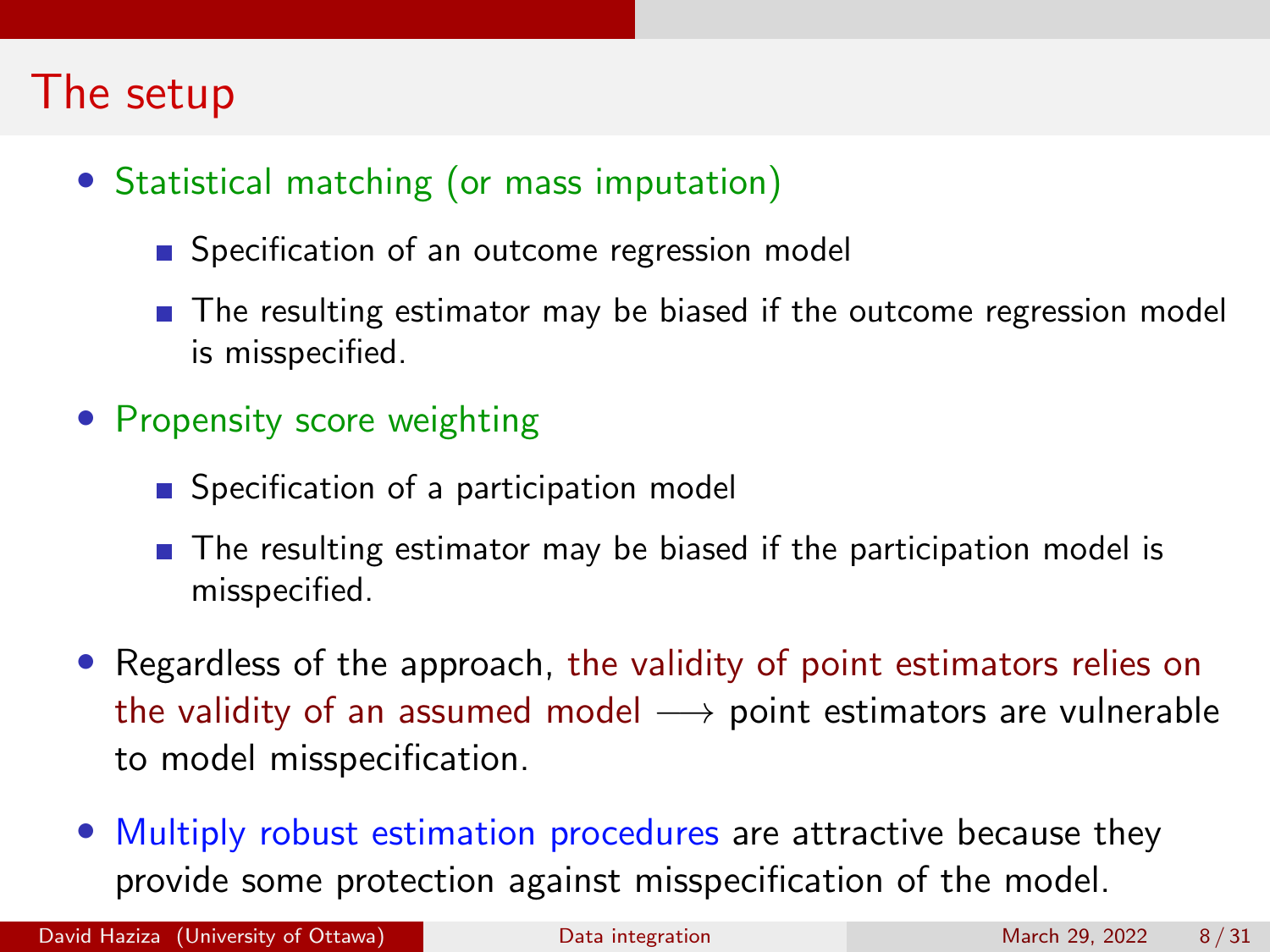# The setup

- Statistical matching (or mass imputation)
  - Specification of an outcome regression model
  - The resulting estimator may be biased if the outcome regression model is misspecified.
- Propensity score weighting
  - Specification of a participation model
  - The resulting estimator may be biased if the participation model is misspecified.
- Regardless of the approach, the validity of point estimators relies on the validity of an assumed model $\longrightarrow$ point estimators are vulnerable to model misspecification.
- Multiply robust estimation procedures are attractive because they provide some protection against misspecification of the model.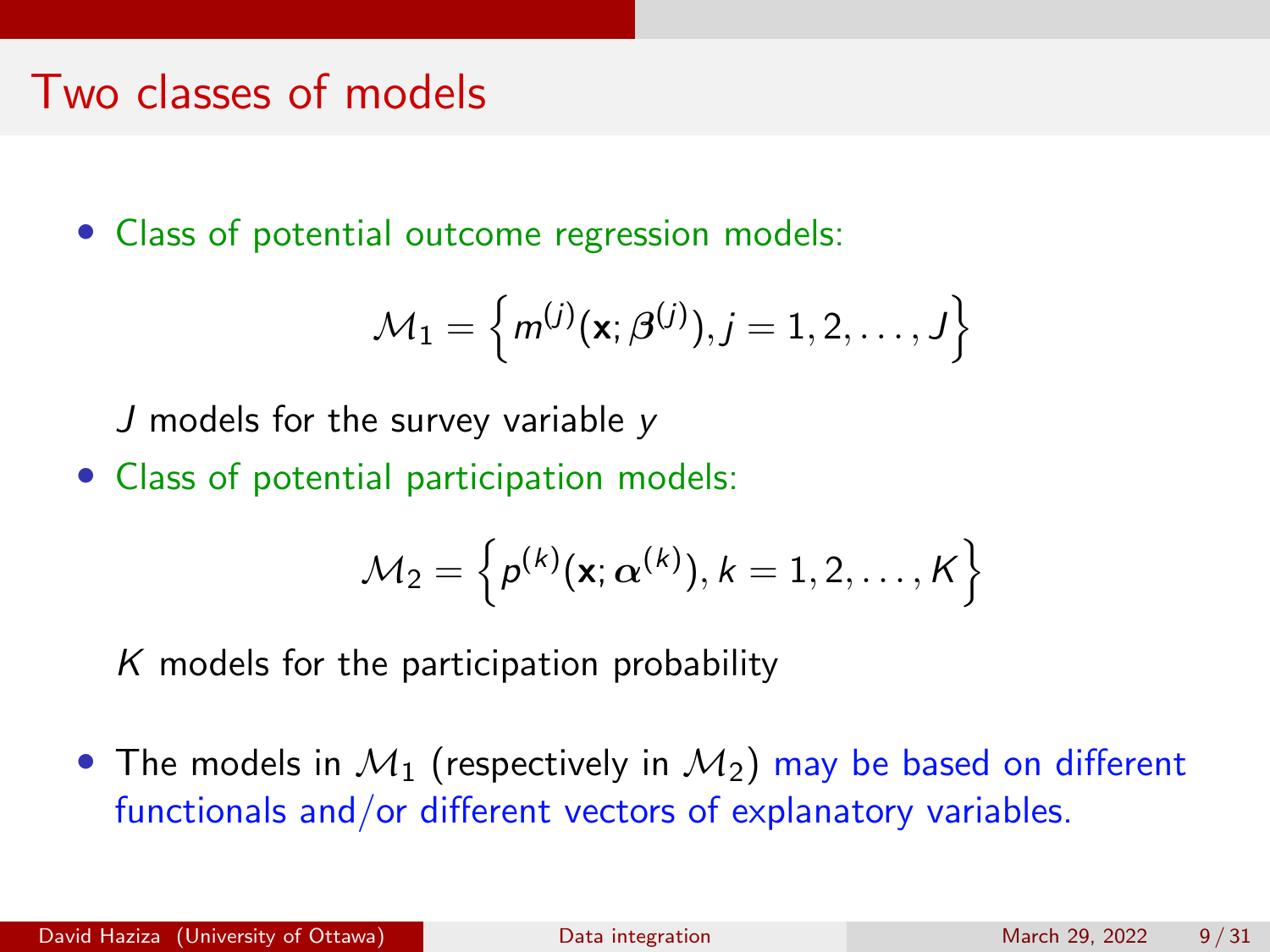# Two classes of models

- Class of potential outcome regression models:

$$\mathcal{M}_1 = \left\{ m^{(j)}(\mathbf{x}; \boldsymbol{\beta}^{(j)}), j = 1, 2, \ldots, J \right\}$$

  $J$ models for the survey variable $y$

- Class of potential participation models:

$$\mathcal{M}_2 = \left\{ p^{(k)}(\mathbf{x}; \boldsymbol{\alpha}^{(k)}), k = 1, 2, \ldots, K \right\}$$

  $K$ models for the participation probability

- The models in $\mathcal{M}_1$ (respectively in $\mathcal{M}_2$) may be based on different functionals and/or different vectors of explanatory variables.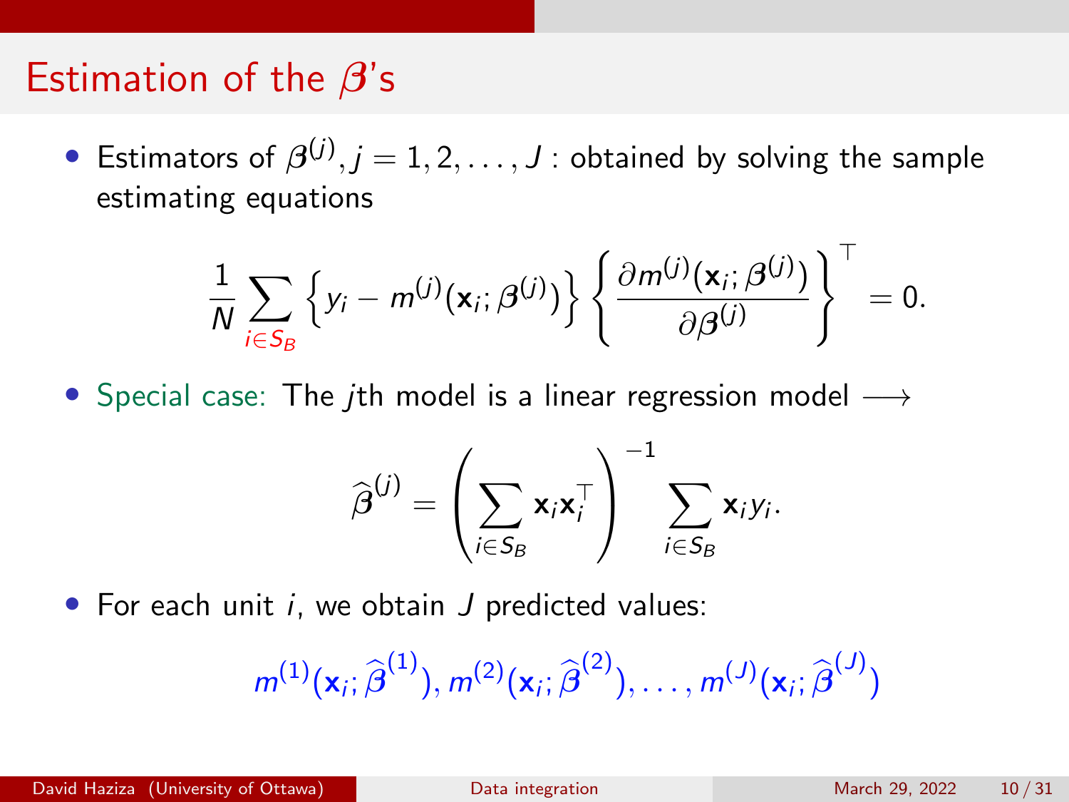# Estimation of the $\boldsymbol{\beta}$'s

- Estimators of $\boldsymbol{\beta}^{(j)}, j = 1, 2, \ldots, J$ : obtained by solving the sample estimating equations

$$\frac{1}{N} \sum_{i \in S_B} \left\{ y_i - m^{(j)}(\mathbf{x}_i; \boldsymbol{\beta}^{(j)}) \right\} \left\{ \frac{\partial m^{(j)}(\mathbf{x}_i; \boldsymbol{\beta}^{(j)})}{\partial \boldsymbol{\beta}^{(j)}} \right\}^\top = 0.$$

- Special case: The $j$th model is a linear regression model $\longrightarrow$

$$\widehat{\boldsymbol{\beta}}^{(j)} = \left( \sum_{i \in S_B} \mathbf{x}_i \mathbf{x}_i^\top \right)^{-1} \sum_{i \in S_B} \mathbf{x}_i y_i.$$

- For each unit $i$, we obtain $J$ predicted values:

$$m^{(1)}(\mathbf{x}_i; \widehat{\boldsymbol{\beta}}^{(1)}), m^{(2)}(\mathbf{x}_i; \widehat{\boldsymbol{\beta}}^{(2)}), \ldots, m^{(J)}(\mathbf{x}_i; \widehat{\boldsymbol{\beta}}^{(J)})$$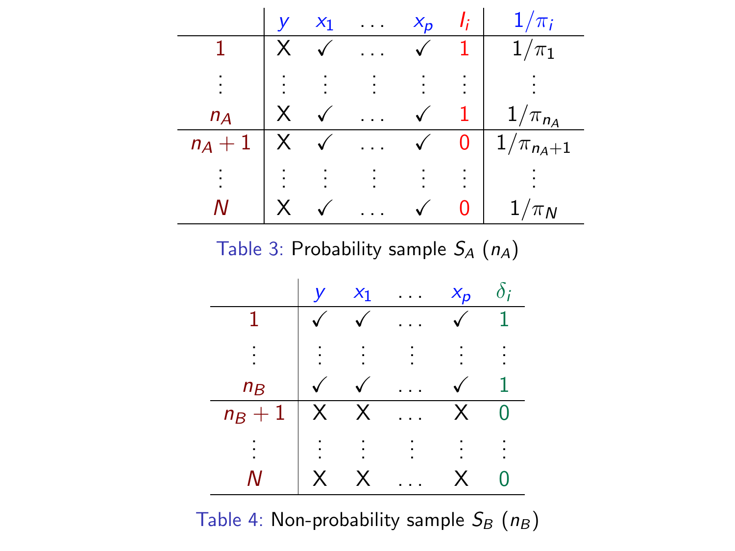|  | $y$ | $x_1$ | $\dots$ | $x_p$ | $I_i$ | $1/\pi_i$ |
|---|---|---|---|---|---|---|
| 1 | X | ✓ | $\dots$ | ✓ | 1 | $1/\pi_1$ |
| $\vdots$ | $\vdots$ | $\vdots$ | $\vdots$ | $\vdots$ | $\vdots$ | $\vdots$ |
| $n_A$ | X | ✓ | $\dots$ | ✓ | 1 | $1/\pi_{n_A}$ |
| $n_A + 1$ | X | ✓ | $\dots$ | ✓ | 0 | $1/\pi_{n_A+1}$ |
| $\vdots$ | $\vdots$ | $\vdots$ | $\vdots$ | $\vdots$ | $\vdots$ | $\vdots$ |
| $N$ | X | ✓ | $\dots$ | ✓ | 0 | $1/\pi_N$ |

Table 3: Probability sample $S_A$ ($n_A$)

|  | $y$ | $x_1$ | $\dots$ | $x_p$ | $\delta_i$ |
|---|---|---|---|---|---|
| 1 | ✓ | ✓ | $\dots$ | ✓ | 1 |
| $\vdots$ | $\vdots$ | $\vdots$ | $\vdots$ | $\vdots$ | $\vdots$ |
| $n_B$ | ✓ | ✓ | $\dots$ | ✓ | 1 |
| $n_B + 1$ | X | X | $\dots$ | X | 0 |
| $\vdots$ | $\vdots$ | $\vdots$ | $\vdots$ | $\vdots$ | $\vdots$ |
| $N$ | X | X | $\dots$ | X | 0 |

Table 4: Non-probability sample $S_B$ ($n_B$)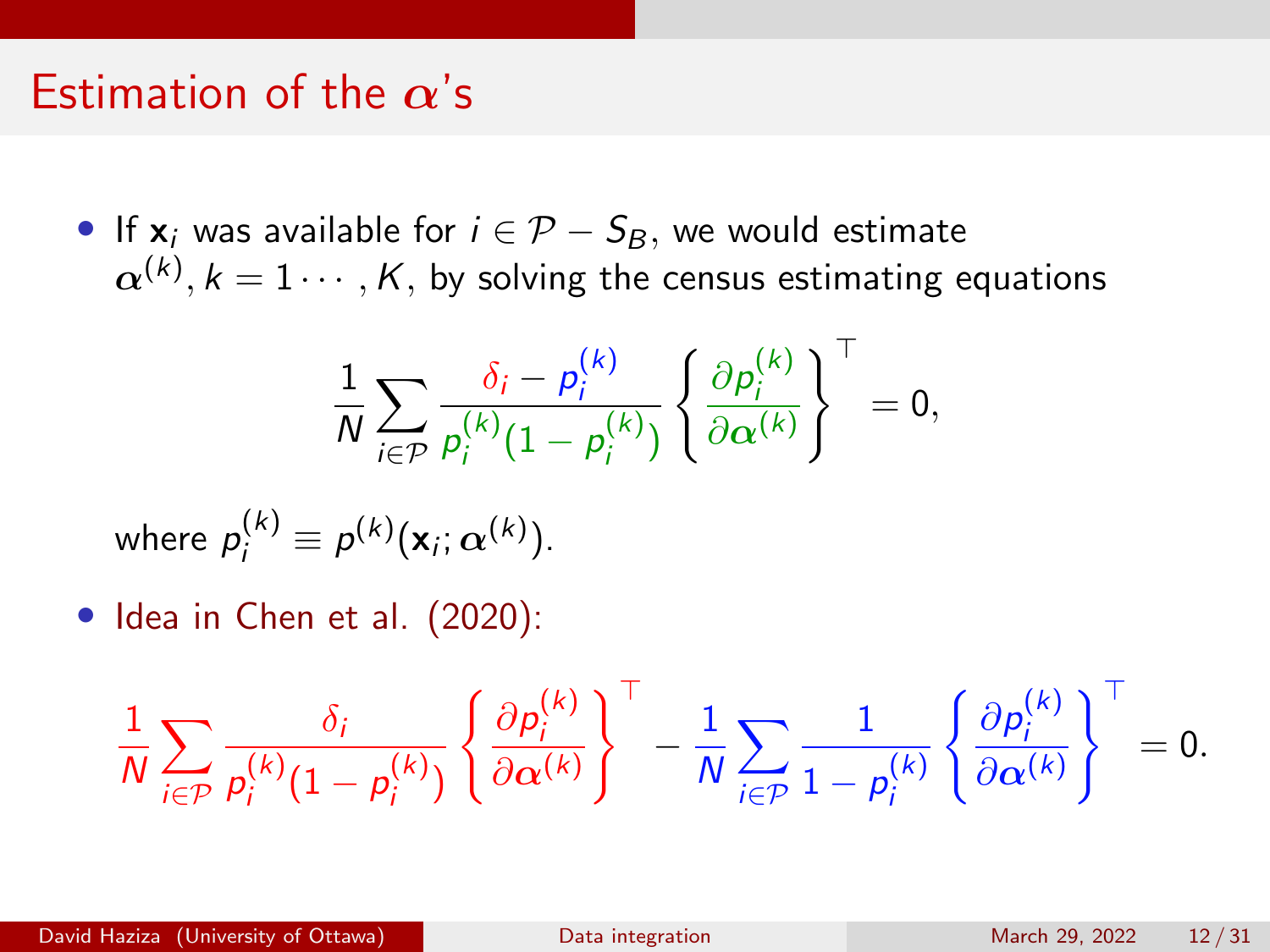# Estimation of the $\boldsymbol{\alpha}$'s

- If $\mathbf{x}_i$ was available for $i \in \mathcal{P} - S_B$, we would estimate $\boldsymbol{\alpha}^{(k)}, k = 1 \cdots, K$, by solving the census estimating equations

$$\frac{1}{N} \sum_{i \in \mathcal{P}} \frac{\delta_i - p_i^{(k)}}{p_i^{(k)}(1 - p_i^{(k)})} \left\{ \frac{\partial p_i^{(k)}}{\partial \boldsymbol{\alpha}^{(k)}} \right\}^\top = 0,$$

  where $p_i^{(k)} \equiv p^{(k)}(\mathbf{x}_i; \boldsymbol{\alpha}^{(k)})$.

- Idea in Chen et al. (2020):

$$\frac{1}{N} \sum_{i \in \mathcal{P}} \frac{\delta_i}{p_i^{(k)}(1 - p_i^{(k)})} \left\{ \frac{\partial p_i^{(k)}}{\partial \boldsymbol{\alpha}^{(k)}} \right\}^\top - \frac{1}{N} \sum_{i \in \mathcal{P}} \frac{1}{1 - p_i^{(k)}} \left\{ \frac{\partial p_i^{(k)}}{\partial \boldsymbol{\alpha}^{(k)}} \right\}^\top = 0.$$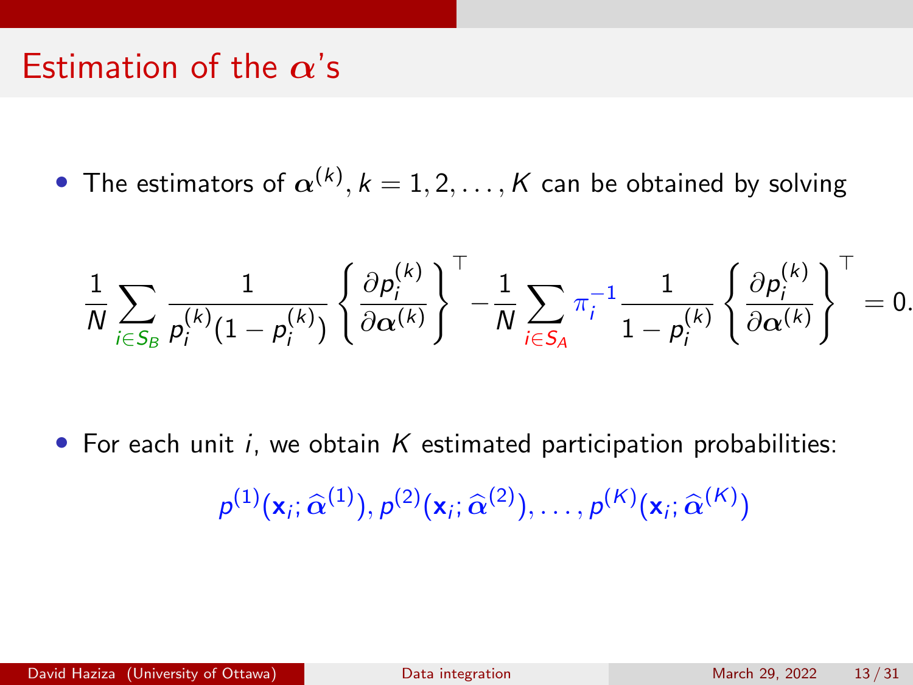# Estimation of the $\boldsymbol{\alpha}$'s

- The estimators of $\boldsymbol{\alpha}^{(k)}, k = 1, 2, \ldots, K$ can be obtained by solving

$$\frac{1}{N} \sum_{i \in S_B} \frac{1}{p_i^{(k)}(1 - p_i^{(k)})} \left\{ \frac{\partial p_i^{(k)}}{\partial \boldsymbol{\alpha}^{(k)}} \right\}^\top - \frac{1}{N} \sum_{i \in S_A} \pi_i^{-1} \frac{1}{1 - p_i^{(k)}} \left\{ \frac{\partial p_i^{(k)}}{\partial \boldsymbol{\alpha}^{(k)}} \right\}^\top = 0.$$

- For each unit $i$, we obtain $K$ estimated participation probabilities:

$$p^{(1)}(\mathbf{x}_i; \widehat{\boldsymbol{\alpha}}^{(1)}), p^{(2)}(\mathbf{x}_i; \widehat{\boldsymbol{\alpha}}^{(2)}), \ldots, p^{(K)}(\mathbf{x}_i; \widehat{\boldsymbol{\alpha}}^{(K)})$$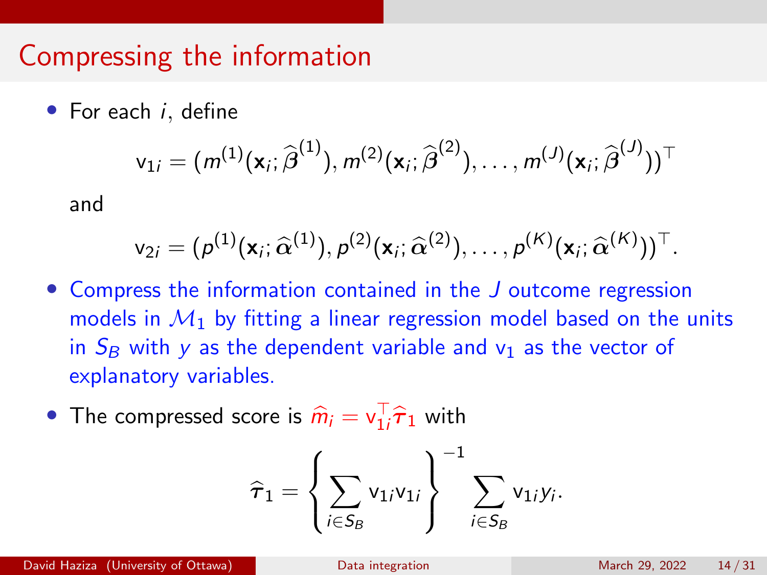# Compressing the information

- For each $i$, define

$$\mathrm{v}_{1i} = (m^{(1)}(\mathbf{x}_i; \widehat{\boldsymbol{\beta}}^{(1)}), m^{(2)}(\mathbf{x}_i; \widehat{\boldsymbol{\beta}}^{(2)}), \ldots, m^{(J)}(\mathbf{x}_i; \widehat{\boldsymbol{\beta}}^{(J)}))^\top$$

  and

$$\mathrm{v}_{2i} = (p^{(1)}(\mathbf{x}_i; \widehat{\boldsymbol{\alpha}}^{(1)}), p^{(2)}(\mathbf{x}_i; \widehat{\boldsymbol{\alpha}}^{(2)}), \ldots, p^{(K)}(\mathbf{x}_i; \widehat{\boldsymbol{\alpha}}^{(K)}))^\top.$$

- Compress the information contained in the $J$ outcome regression models in $\mathcal{M}_1$ by fitting a linear regression model based on the units in $S_B$ with $y$ as the dependent variable and $\mathrm{v}_1$ as the vector of explanatory variables.

- The compressed score is $\widehat{m}_i = \mathrm{v}_{1i}^\top \widehat{\boldsymbol{\tau}}_1$ with

$$\widehat{\boldsymbol{\tau}}_1 = \left\{ \sum_{i \in S_B} \mathrm{v}_{1i} \mathrm{v}_{1i} \right\}^{-1} \sum_{i \in S_B} \mathrm{v}_{1i} y_i.$$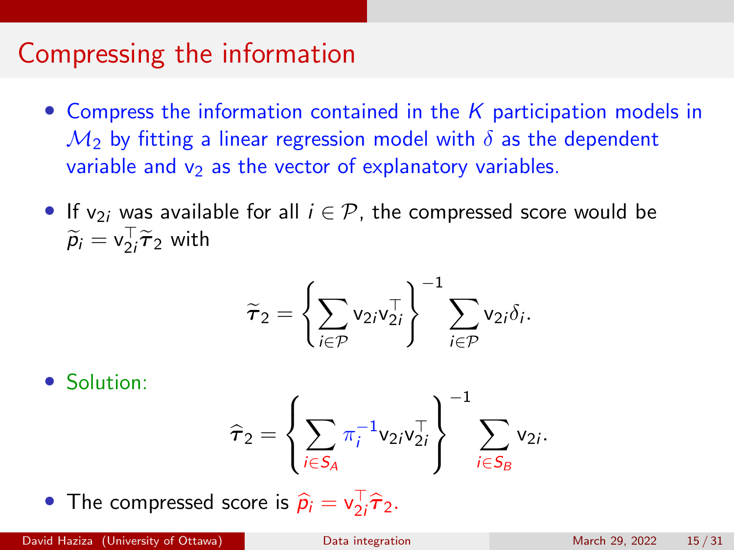# Compressing the information

- Compress the information contained in the $K$ participation models in $\mathcal{M}_2$ by fitting a linear regression model with $\delta$ as the dependent variable and $\mathrm{v}_2$ as the vector of explanatory variables.

- If $\mathrm{v}_{2i}$ was available for all $i \in \mathcal{P}$, the compressed score would be $\widetilde{p}_i = \mathrm{v}_{2i}^\top \widetilde{\boldsymbol{\tau}}_2$ with

$$\widetilde{\boldsymbol{\tau}}_2 = \left\{ \sum_{i \in \mathcal{P}} \mathrm{v}_{2i} \mathrm{v}_{2i}^\top \right\}^{-1} \sum_{i \in \mathcal{P}} \mathrm{v}_{2i} \delta_i.$$

- Solution:

$$\widehat{\boldsymbol{\tau}}_2 = \left\{ \sum_{i \in S_A} \pi_i^{-1} \mathrm{v}_{2i} \mathrm{v}_{2i}^\top \right\}^{-1} \sum_{i \in S_B} \mathrm{v}_{2i}.$$

- The compressed score is $\widehat{p}_i = \mathrm{v}_{2i}^\top \widehat{\boldsymbol{\tau}}_2$.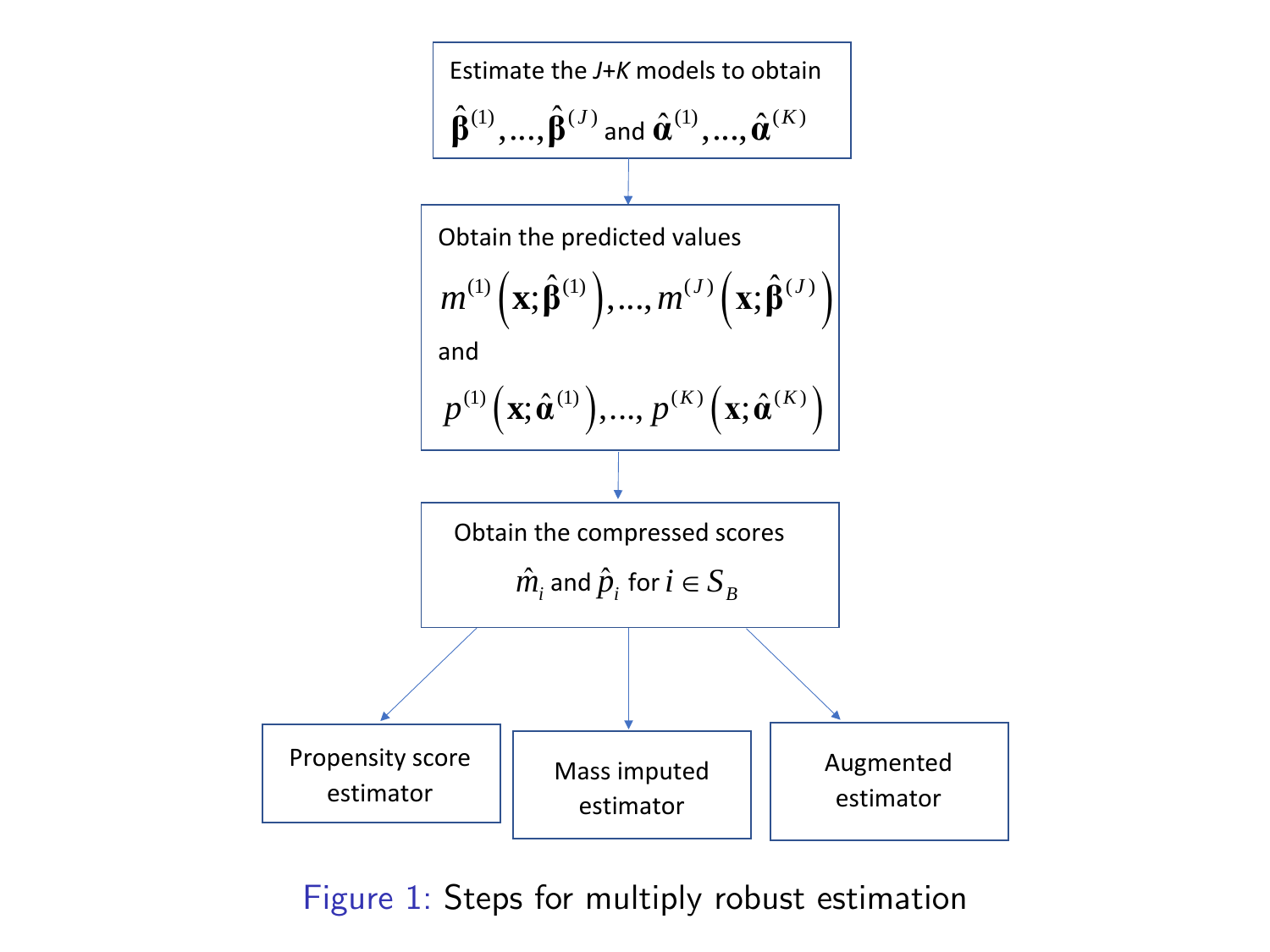Estimate the $J$+$K$ models to obtain $\hat{\boldsymbol{\beta}}^{(1)}, \ldots, \hat{\boldsymbol{\beta}}^{(J)}$ and $\hat{\boldsymbol{\alpha}}^{(1)}, \ldots, \hat{\boldsymbol{\alpha}}^{(K)}$

↓

Obtain the predicted values

$$m^{(1)}\left(\mathbf{x}; \hat{\boldsymbol{\beta}}^{(1)}\right), \ldots, m^{(J)}\left(\mathbf{x}; \hat{\boldsymbol{\beta}}^{(J)}\right)$$

and

$$p^{(1)}\left(\mathbf{x}; \hat{\boldsymbol{\alpha}}^{(1)}\right), \ldots, p^{(K)}\left(\mathbf{x}; \hat{\boldsymbol{\alpha}}^{(K)}\right)$$

↓

Obtain the compressed scores $\hat{m}_i$ and $\hat{p}_i$ for $i \in S_B$

↓

- Propensity score estimator
- Mass imputed estimator
- Augmented estimator

Figure 1: Steps for multiply robust estimation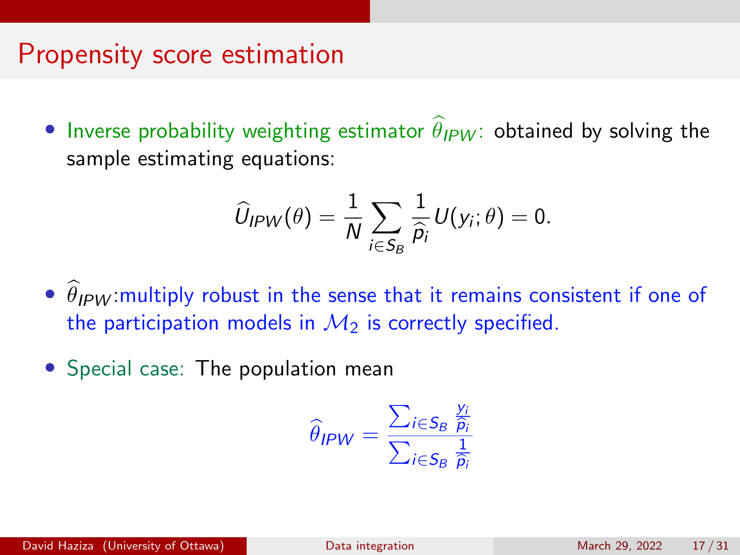# Propensity score estimation

- Inverse probability weighting estimator $\widehat{\theta}_{IPW}$: obtained by solving the sample estimating equations:

$$\widehat{U}_{IPW}(\theta) = \frac{1}{N} \sum_{i \in S_B} \frac{1}{\widehat{p}_i} U(y_i; \theta) = 0.$$

- $\widehat{\theta}_{IPW}$:multiply robust in the sense that it remains consistent if one of the participation models in $\mathcal{M}_2$ is correctly specified.

- Special case: The population mean

$$\widehat{\theta}_{IPW} = \frac{\sum_{i \in S_B} \frac{y_i}{\widehat{p}_i}}{\sum_{i \in S_B} \frac{1}{\widehat{p}_i}}$$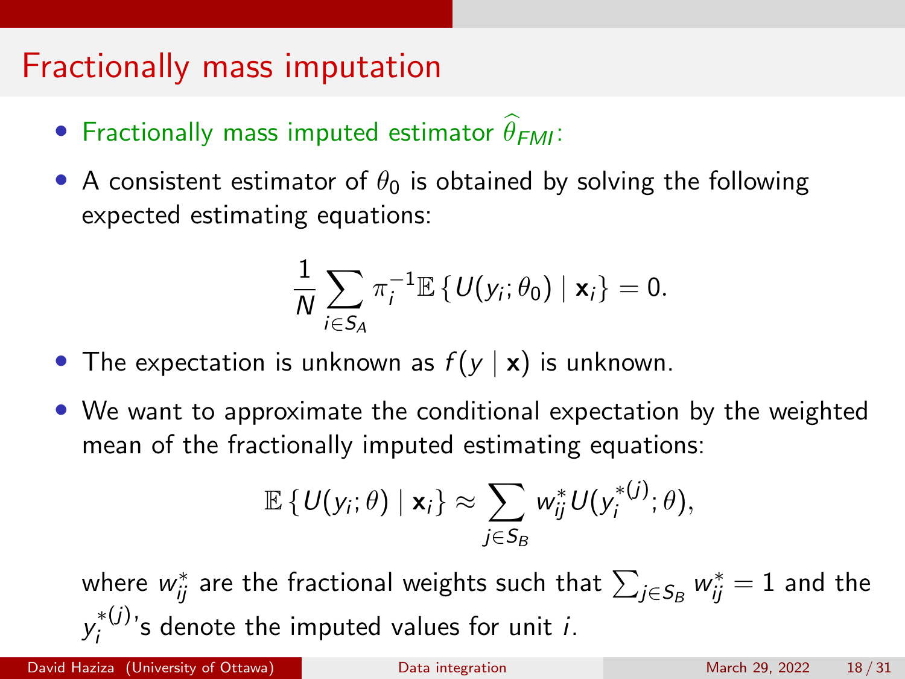# Fractionally mass imputation

- Fractionally mass imputed estimator $\widehat{\theta}_{FMI}$:
- A consistent estimator of $\theta_0$ is obtained by solving the following expected estimating equations:

$$\frac{1}{N} \sum_{i \in S_A} \pi_i^{-1} \mathbb{E} \left\{ U(y_i; \theta_0) \mid \mathbf{x}_i \right\} = 0.$$

- The expectation is unknown as $f(y \mid \mathbf{x})$ is unknown.
- We want to approximate the conditional expectation by the weighted mean of the fractionally imputed estimating equations:

$$\mathbb{E} \left\{ U(y_i; \theta) \mid \mathbf{x}_i \right\} \approx \sum_{j \in S_B} w_{ij}^* U(y_i^{*(j)}; \theta),$$

where $w_{ij}^*$ are the fractional weights such that $\sum_{j \in S_B} w_{ij}^* = 1$ and the $y_i^{*(j)}$'s denote the imputed values for unit $i$.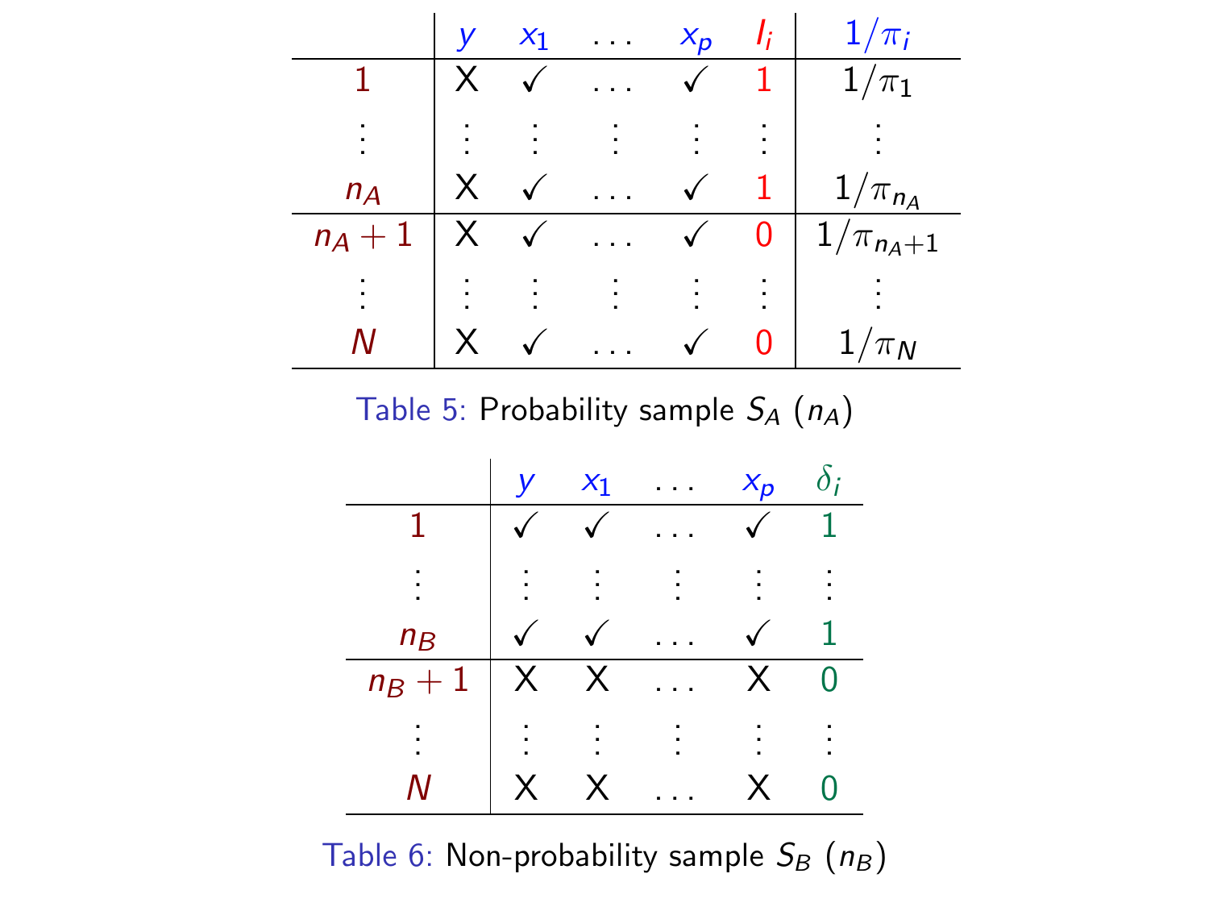|  | $y$ | $x_1$ | $\dots$ | $x_p$ | $I_i$ | $1/\pi_i$ |
|---|---|---|---|---|---|---|
| 1 | X | ✓ | $\dots$ | ✓ | 1 | $1/\pi_1$ |
| $\vdots$ | $\vdots$ | $\vdots$ | $\vdots$ | $\vdots$ | $\vdots$ | $\vdots$ |
| $n_A$ | X | ✓ | $\dots$ | ✓ | 1 | $1/\pi_{n_A}$ |
| $n_A + 1$ | X | ✓ | $\dots$ | ✓ | 0 | $1/\pi_{n_A+1}$ |
| $\vdots$ | $\vdots$ | $\vdots$ | $\vdots$ | $\vdots$ | $\vdots$ | $\vdots$ |
| $N$ | X | ✓ | $\dots$ | ✓ | 0 | $1/\pi_N$ |

Table 5: Probability sample $S_A$ ($n_A$)

|  | $y$ | $x_1$ | $\dots$ | $x_p$ | $\delta_i$ |
|---|---|---|---|---|---|
| 1 | ✓ | ✓ | $\dots$ | ✓ | 1 |
| $\vdots$ | $\vdots$ | $\vdots$ | $\vdots$ | $\vdots$ | $\vdots$ |
| $n_B$ | ✓ | ✓ | $\dots$ | ✓ | 1 |
| $n_B + 1$ | X | X | $\dots$ | X | 0 |
| $\vdots$ | $\vdots$ | $\vdots$ | $\vdots$ | $\vdots$ | $\vdots$ |
| $N$ | X | X | $\dots$ | X | 0 |

Table 6: Non-probability sample $S_B$ ($n_B$)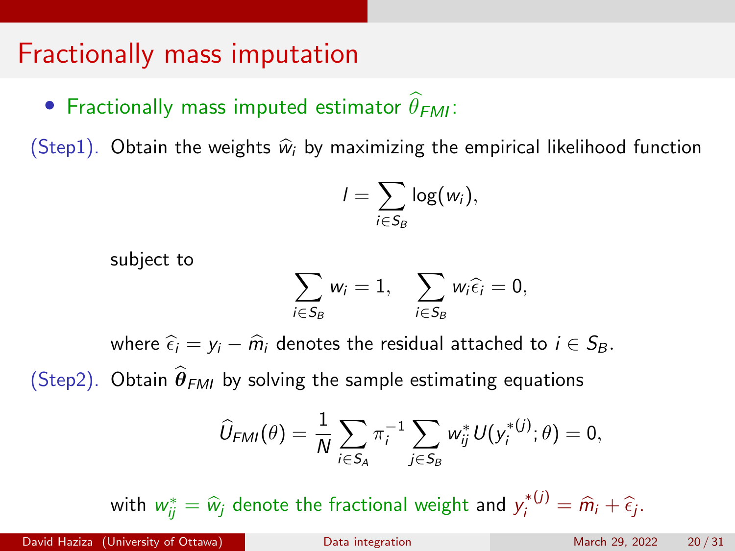# Fractionally mass imputation

- Fractionally mass imputed estimator $\widehat{\theta}_{FMI}$:

(Step1). Obtain the weights $\widehat{w}_i$ by maximizing the empirical likelihood function

$$l = \sum_{i \in S_B} \log(w_i),$$

subject to

$$\sum_{i \in S_B} w_i = 1, \quad \sum_{i \in S_B} w_i \widehat{\epsilon}_i = 0,$$

where $\widehat{\epsilon}_i = y_i - \widehat{m}_i$ denotes the residual attached to $i \in S_B$.

(Step2). Obtain $\widehat{\boldsymbol{\theta}}_{FMI}$ by solving the sample estimating equations

$$\widehat{U}_{FMI}(\theta) = \frac{1}{N} \sum_{i \in S_A} \pi_i^{-1} \sum_{j \in S_B} w_{ij}^* U(y_i^{*(j)}; \theta) = 0,$$

with $w_{ij}^* = \widehat{w}_j$ denote the fractional weight and $y_i^{*(j)} = \widehat{m}_i + \widehat{\epsilon}_j$.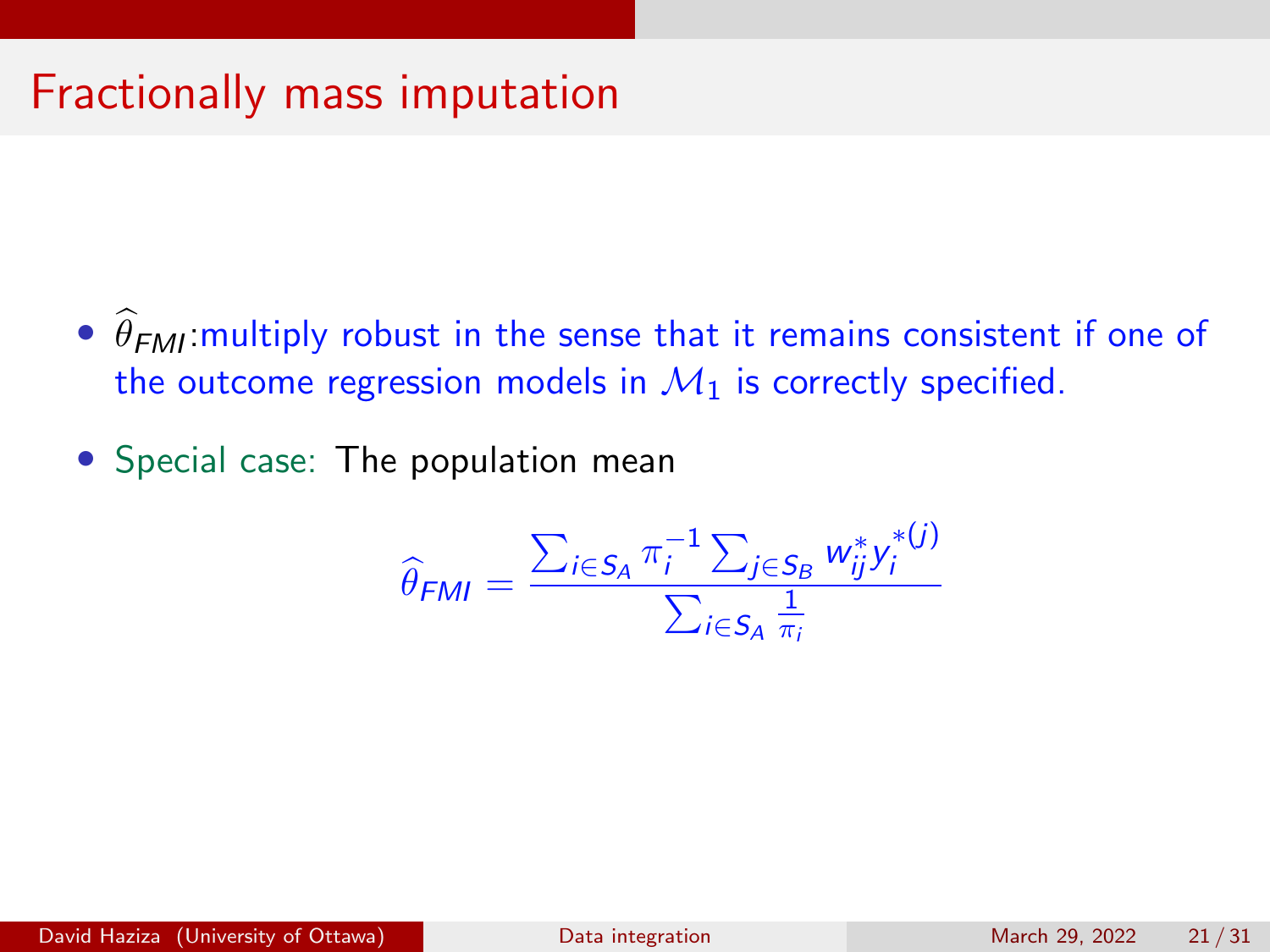# Fractionally mass imputation

- $\widehat{\theta}_{FMI}$:multiply robust in the sense that it remains consistent if one of the outcome regression models in $\mathcal{M}_1$ is correctly specified.
- Special case: The population mean

$$\widehat{\theta}_{FMI} = \frac{\sum_{i \in S_A} \pi_i^{-1} \sum_{j \in S_B} w_{ij}^* {y_i^*}^{(j)}}{\sum_{i \in S_A} \frac{1}{\pi_i}}$$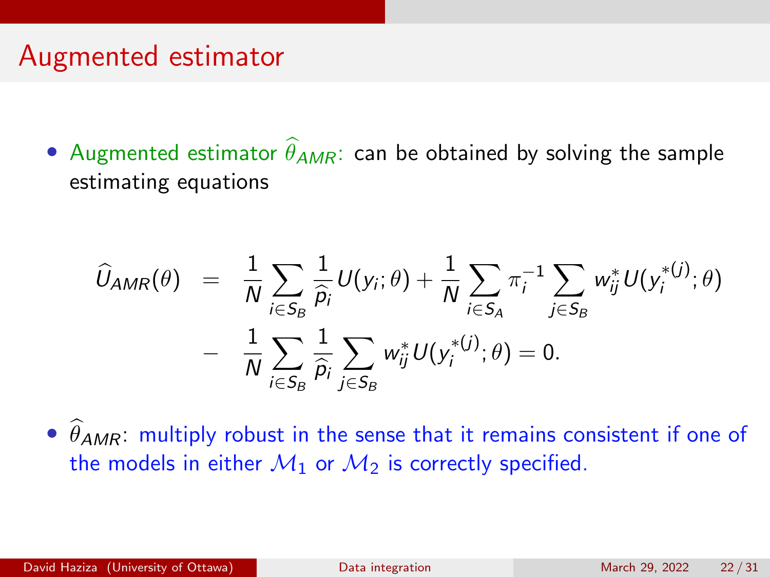# Augmented estimator

- Augmented estimator $\widehat{\theta}_{AMR}$: can be obtained by solving the sample estimating equations

$$
\begin{aligned}
\widehat{U}_{AMR}(\theta) &= \frac{1}{N}\sum_{i\in S_B}\frac{1}{\widehat{p}_i}U(y_i;\theta) + \frac{1}{N}\sum_{i\in S_A}\pi_i^{-1}\sum_{j\in S_B} w_{ij}^{*}U(y_i^{*(j)};\theta) \\
&- \frac{1}{N}\sum_{i\in S_B}\frac{1}{\widehat{p}_i}\sum_{j\in S_B} w_{ij}^{*}U(y_i^{*(j)};\theta) = 0.
\end{aligned}
$$

- $\widehat{\theta}_{AMR}$: multiply robust in the sense that it remains consistent if one of the models in either $\mathcal{M}_1$ or $\mathcal{M}_2$ is correctly specified.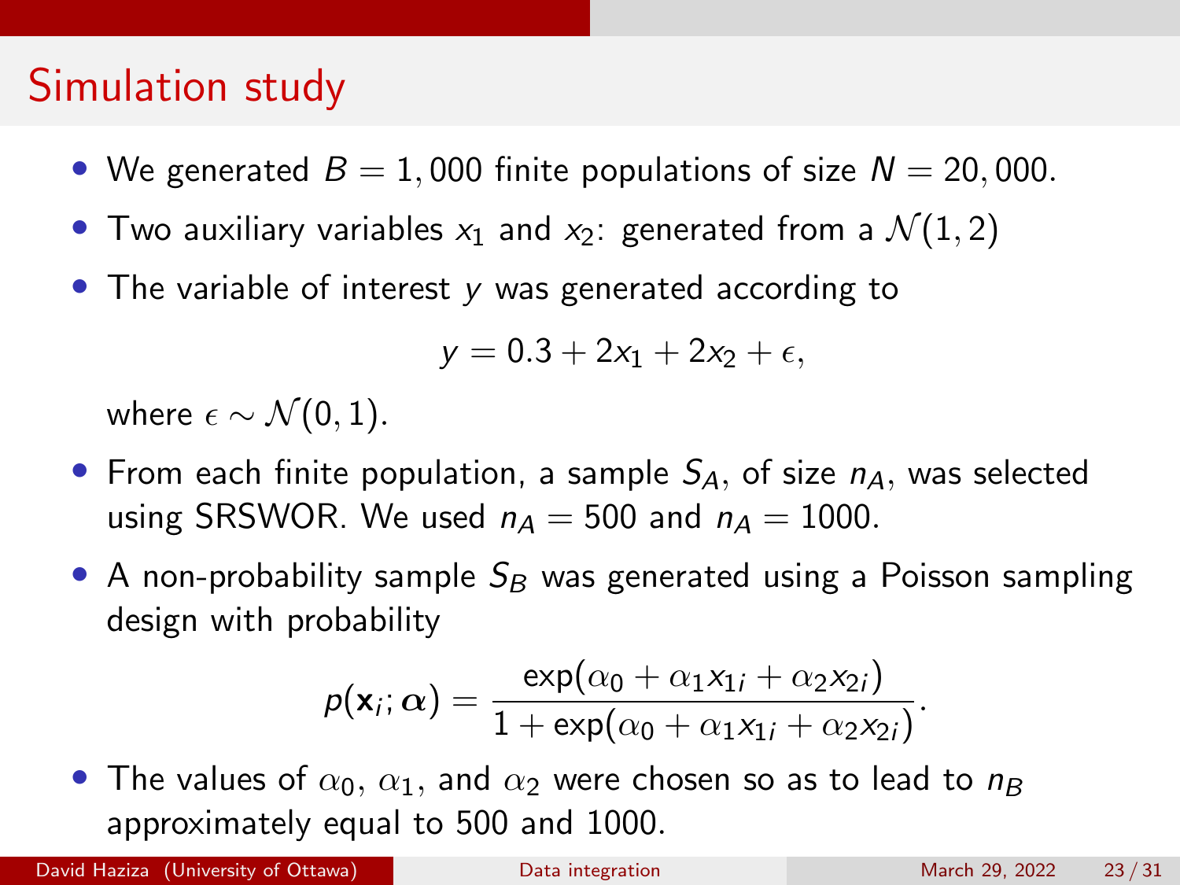# Simulation study

- We generated $B = 1,000$ finite populations of size $N = 20,000$.
- Two auxiliary variables $x_1$ and $x_2$: generated from a $\mathcal{N}(1, 2)$
- The variable of interest $y$ was generated according to

$$y = 0.3 + 2x_1 + 2x_2 + \epsilon,$$

  where $\epsilon \sim \mathcal{N}(0, 1)$.
- From each finite population, a sample $S_A$, of size $n_A$, was selected using SRSWOR. We used $n_A = 500$ and $n_A = 1000$.
- A non-probability sample $S_B$ was generated using a Poisson sampling design with probability

$$p(\mathbf{x}_i; \boldsymbol{\alpha}) = \frac{\exp(\alpha_0 + \alpha_1 x_{1i} + \alpha_2 x_{2i})}{1 + \exp(\alpha_0 + \alpha_1 x_{1i} + \alpha_2 x_{2i})}.$$

- The values of $\alpha_0$, $\alpha_1$, and $\alpha_2$ were chosen so as to lead to $n_B$ approximately equal to 500 and 1000.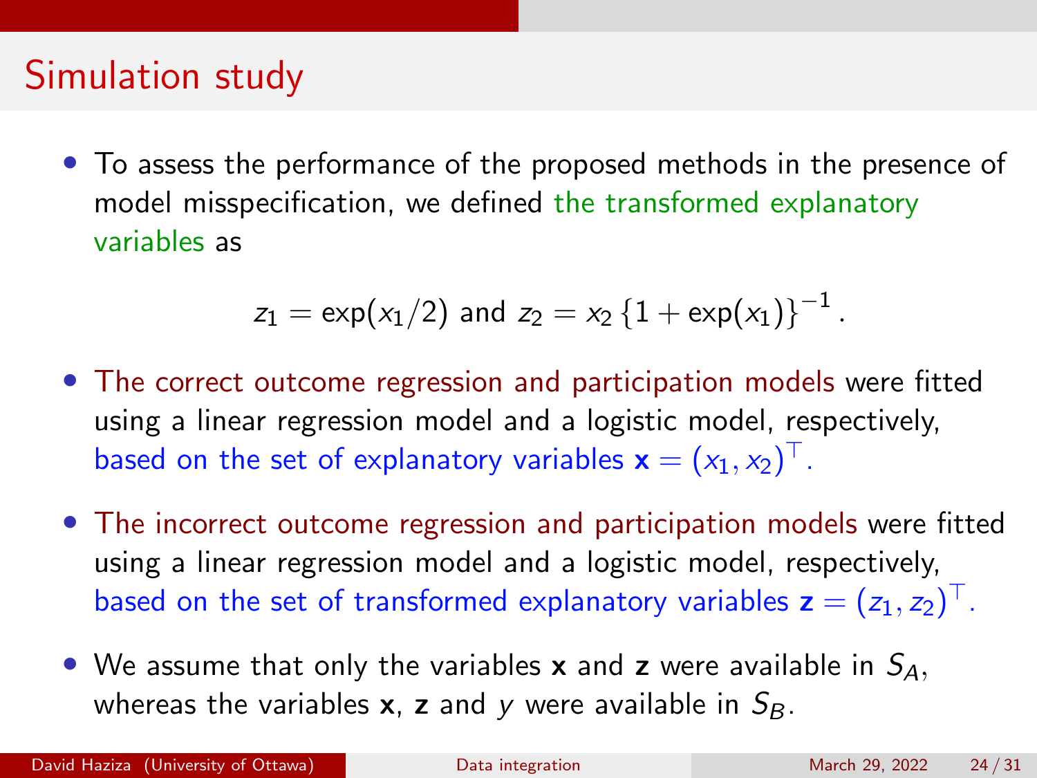# Simulation study

- To assess the performance of the proposed methods in the presence of model misspecification, we defined the transformed explanatory variables as

$$z_1 = \exp(x_1/2) \text{ and } z_2 = x_2 \left\{1 + \exp(x_1)\right\}^{-1}.$$

- The correct outcome regression and participation models were fitted using a linear regression model and a logistic model, respectively, based on the set of explanatory variables $\mathbf{x} = (x_1, x_2)^\top$.

- The incorrect outcome regression and participation models were fitted using a linear regression model and a logistic model, respectively, based on the set of transformed explanatory variables $\mathbf{z} = (z_1, z_2)^\top$.

- We assume that only the variables $\mathbf{x}$ and $\mathbf{z}$ were available in $S_A$, whereas the variables $\mathbf{x}$, $\mathbf{z}$ and $y$ were available in $S_B$.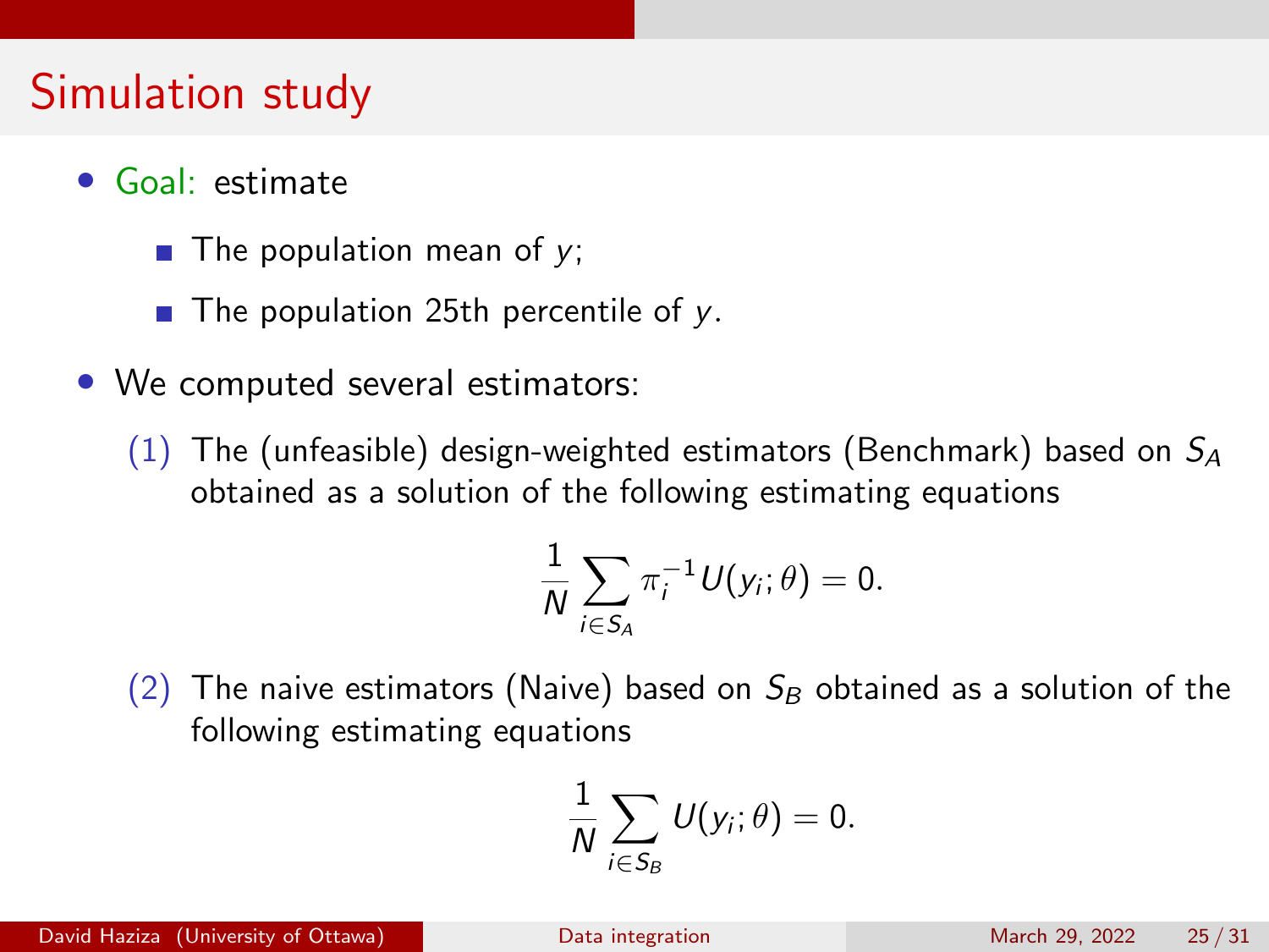# Simulation study

- Goal: estimate
  - The population mean of $y$;
  - The population 25th percentile of $y$.
- We computed several estimators:

(1) The (unfeasible) design-weighted estimators (Benchmark) based on $S_A$ obtained as a solution of the following estimating equations

$$\frac{1}{N}\sum_{i\in S_A}\pi_i^{-1}U(y_i;\theta)=0.$$

(2) The naive estimators (Naive) based on $S_B$ obtained as a solution of the following estimating equations

$$\frac{1}{N}\sum_{i\in S_B}U(y_i;\theta)=0.$$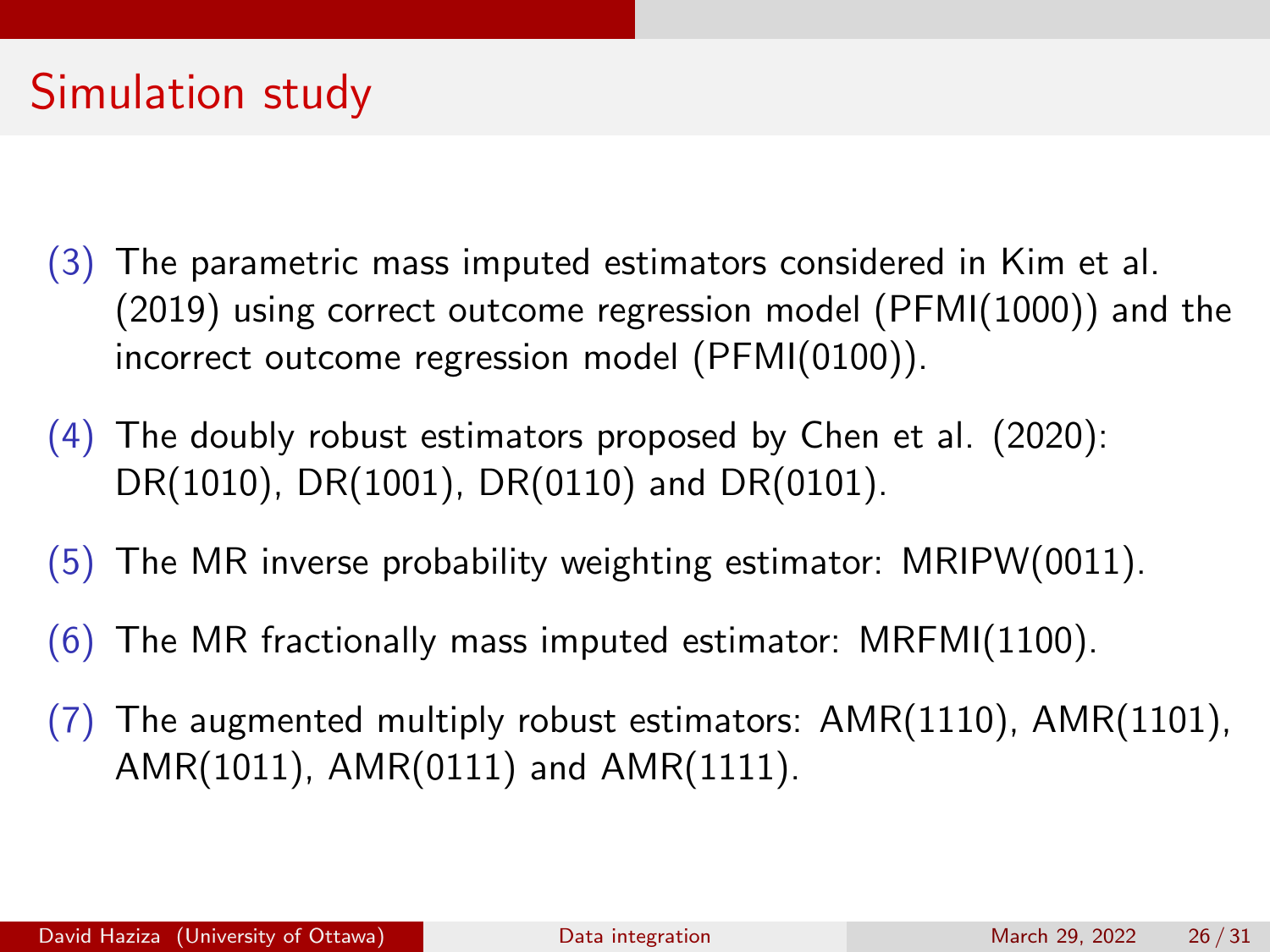# Simulation study

(3) The parametric mass imputed estimators considered in Kim et al. (2019) using correct outcome regression model (PFMI(1000)) and the incorrect outcome regression model (PFMI(0100)).

(4) The doubly robust estimators proposed by Chen et al. (2020): DR(1010), DR(1001), DR(0110) and DR(0101).

(5) The MR inverse probability weighting estimator: MRIPW(0011).

(6) The MR fractionally mass imputed estimator: MRFMI(1100).

(7) The augmented multiply robust estimators: AMR(1110), AMR(1101), AMR(1011), AMR(0111) and AMR(1111).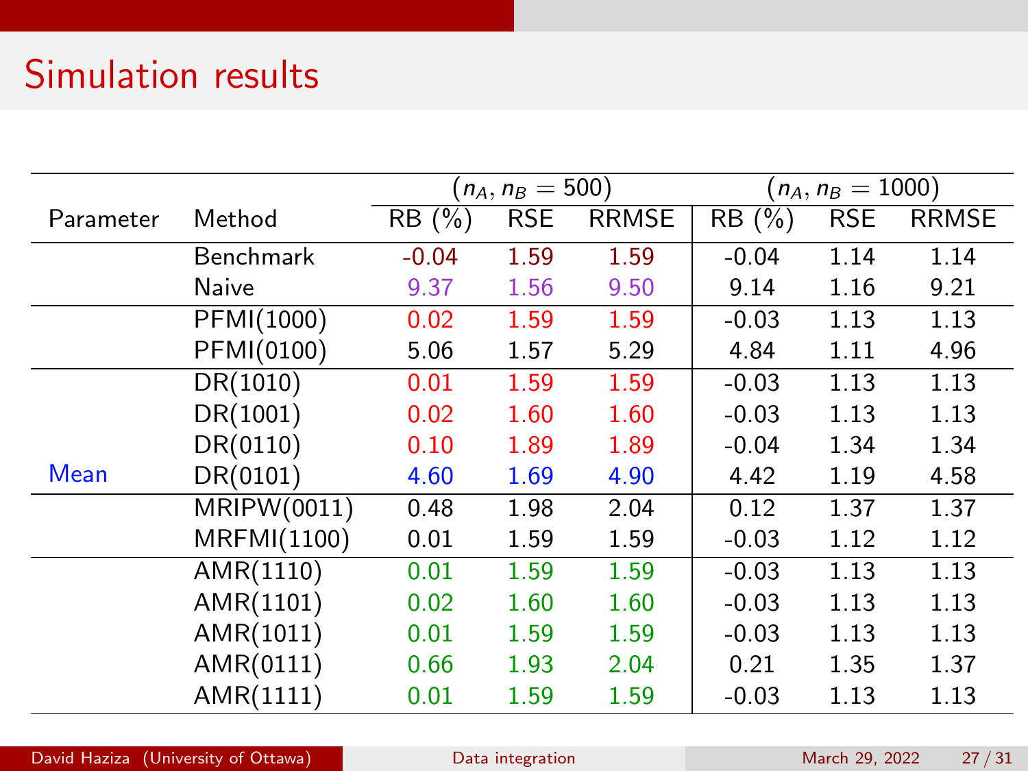# Simulation results

| Parameter | Method | $(n_A, n_B = 500)$ | | | $(n_A, n_B = 1000)$ | | |
|---|---|---|---|---|---|---|---|
| | | RB (%) | RSE | RRMSE | RB (%) | RSE | RRMSE |
| | Benchmark | -0.04 | 1.59 | 1.59 | -0.04 | 1.14 | 1.14 |
| | Naive | 9.37 | 1.56 | 9.50 | 9.14 | 1.16 | 9.21 |
| | PFMI(1000) | 0.02 | 1.59 | 1.59 | -0.03 | 1.13 | 1.13 |
| | PFMI(0100) | 5.06 | 1.57 | 5.29 | 4.84 | 1.11 | 4.96 |
| | DR(1010) | 0.01 | 1.59 | 1.59 | -0.03 | 1.13 | 1.13 |
| | DR(1001) | 0.02 | 1.60 | 1.60 | -0.03 | 1.13 | 1.13 |
| | DR(0110) | 0.10 | 1.89 | 1.89 | -0.04 | 1.34 | 1.34 |
| Mean | DR(0101) | 4.60 | 1.69 | 4.90 | 4.42 | 1.19 | 4.58 |
| | MRIPW(0011) | 0.48 | 1.98 | 2.04 | 0.12 | 1.37 | 1.37 |
| | MRFMI(1100) | 0.01 | 1.59 | 1.59 | -0.03 | 1.12 | 1.12 |
| | AMR(1110) | 0.01 | 1.59 | 1.59 | -0.03 | 1.13 | 1.13 |
| | AMR(1101) | 0.02 | 1.60 | 1.60 | -0.03 | 1.13 | 1.13 |
| | AMR(1011) | 0.01 | 1.59 | 1.59 | -0.03 | 1.13 | 1.13 |
| | AMR(0111) | 0.66 | 1.93 | 2.04 | 0.21 | 1.35 | 1.37 |
| | AMR(1111) | 0.01 | 1.59 | 1.59 | -0.03 | 1.13 | 1.13 |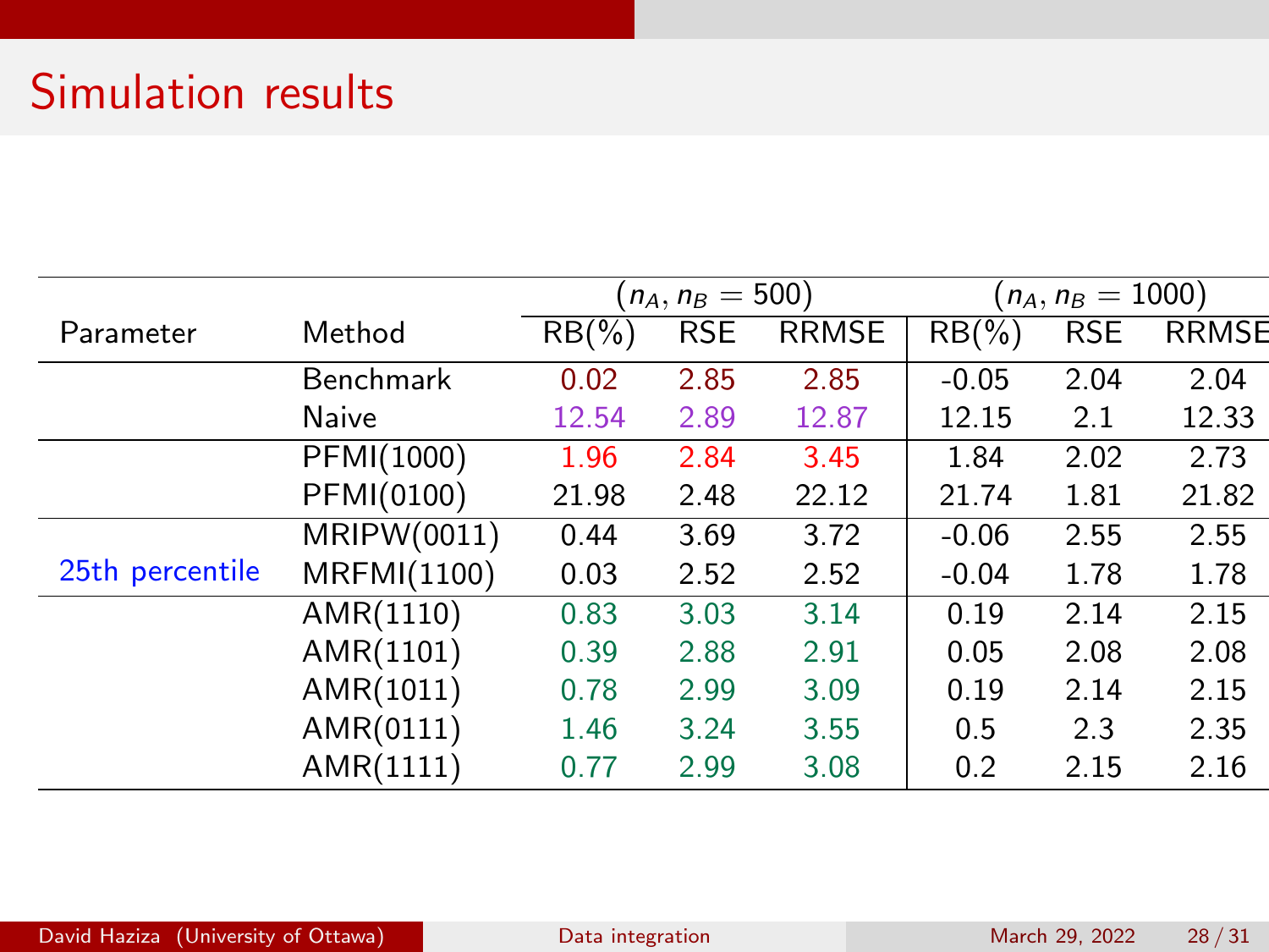# Simulation results

| Parameter | Method | $(n_A, n_B = 500)$ | | | $(n_A, n_B = 1000)$ | | |
|---|---|---|---|---|---|---|---|
| | | RB(%) | RSE | RRMSE | RB(%) | RSE | RRMSE |
| | Benchmark | 0.02 | 2.85 | 2.85 | -0.05 | 2.04 | 2.04 |
| | Naive | 12.54 | 2.89 | 12.87 | 12.15 | 2.1 | 12.33 |
| | PFMI(1000) | 1.96 | 2.84 | 3.45 | 1.84 | 2.02 | 2.73 |
| | PFMI(0100) | 21.98 | 2.48 | 22.12 | 21.74 | 1.81 | 21.82 |
| | MRIPW(0011) | 0.44 | 3.69 | 3.72 | -0.06 | 2.55 | 2.55 |
| 25th percentile | MRFMI(1100) | 0.03 | 2.52 | 2.52 | -0.04 | 1.78 | 1.78 |
| | AMR(1110) | 0.83 | 3.03 | 3.14 | 0.19 | 2.14 | 2.15 |
| | AMR(1101) | 0.39 | 2.88 | 2.91 | 0.05 | 2.08 | 2.08 |
| | AMR(1011) | 0.78 | 2.99 | 3.09 | 0.19 | 2.14 | 2.15 |
| | AMR(0111) | 1.46 | 3.24 | 3.55 | 0.5 | 2.3 | 2.35 |
| | AMR(1111) | 0.77 | 2.99 | 3.08 | 0.2 | 2.15 | 2.16 |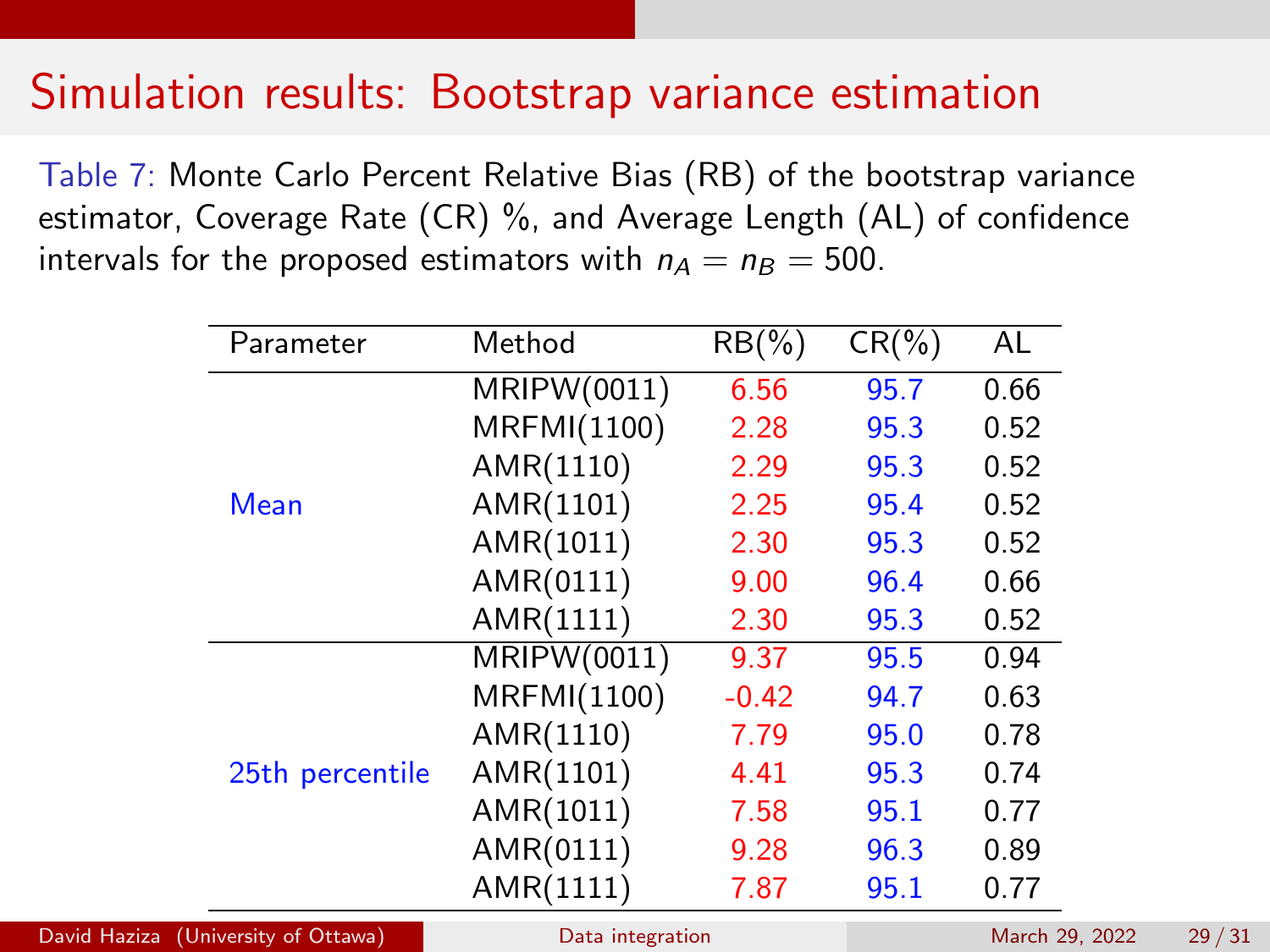# Simulation results: Bootstrap variance estimation

Table 7: Monte Carlo Percent Relative Bias (RB) of the bootstrap variance estimator, Coverage Rate (CR) %, and Average Length (AL) of confidence intervals for the proposed estimators with $n_A = n_B = 500$.

| Parameter | Method | RB(%) | CR(%) | AL |
|---|---|---|---|---|
| Mean | MRIPW(0011) | 6.56 | 95.7 | 0.66 |
| | MRFMI(1100) | 2.28 | 95.3 | 0.52 |
| | AMR(1110) | 2.29 | 95.3 | 0.52 |
| | AMR(1101) | 2.25 | 95.4 | 0.52 |
| | AMR(1011) | 2.30 | 95.3 | 0.52 |
| | AMR(0111) | 9.00 | 96.4 | 0.66 |
| | AMR(1111) | 2.30 | 95.3 | 0.52 |
| 25th percentile | MRIPW(0011) | 9.37 | 95.5 | 0.94 |
| | MRFMI(1100) | -0.42 | 94.7 | 0.63 |
| | AMR(1110) | 7.79 | 95.0 | 0.78 |
| | AMR(1101) | 4.41 | 95.3 | 0.74 |
| | AMR(1011) | 7.58 | 95.1 | 0.77 |
| | AMR(0111) | 9.28 | 96.3 | 0.89 |
| | AMR(1111) | 7.87 | 95.1 | 0.77 |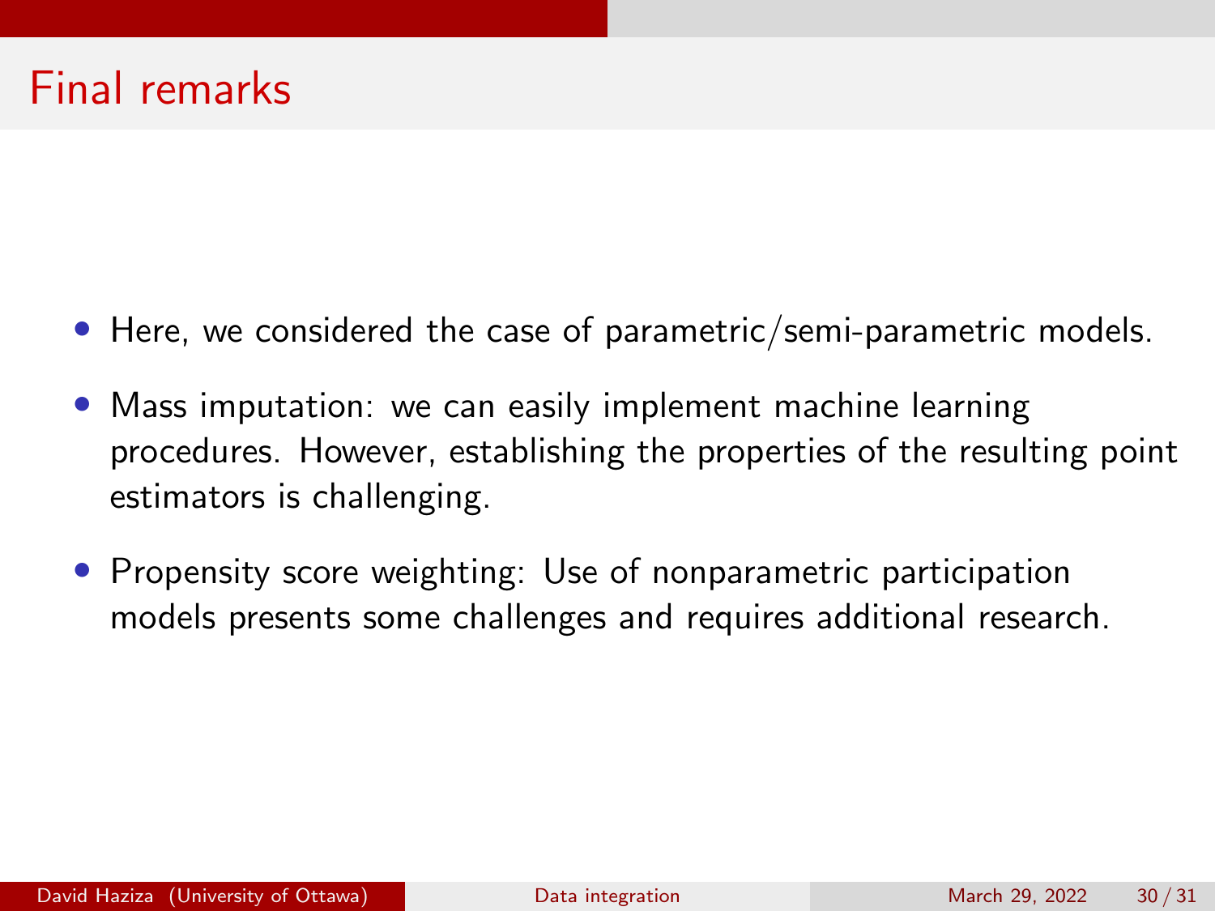# Final remarks

- Here, we considered the case of parametric/semi-parametric models.
- Mass imputation: we can easily implement machine learning procedures. However, establishing the properties of the resulting point estimators is challenging.
- Propensity score weighting: Use of nonparametric participation models presents some challenges and requires additional research.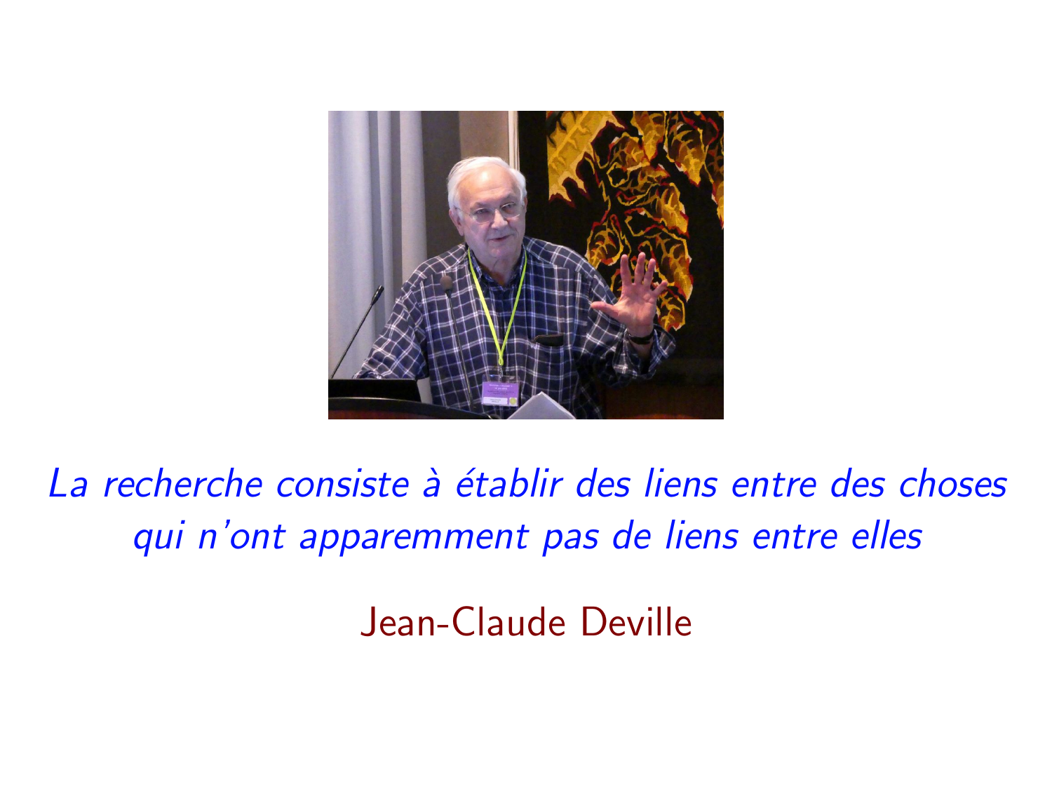*La recherche consiste à établir des liens entre des choses qui n'ont apparemment pas de liens entre elles*

Jean-Claude Deville